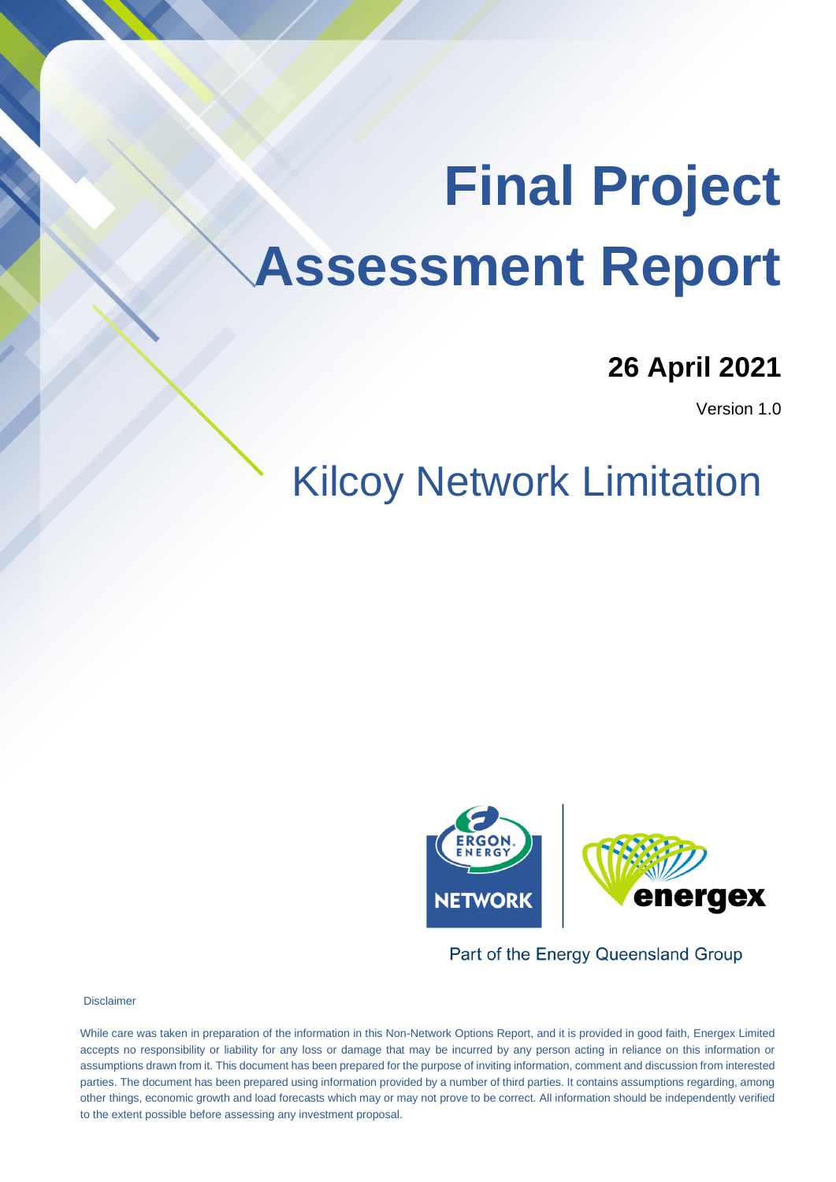# Final Project Assessment Report

**26 April 2021**

Version 1.0

## Kilcoy Network Limitation

Part of the Energy Queensland Group

Disclaimer

While care was taken in preparation of the information in this Non-Network Options Report, and it is provided in good faith, Energex Limited accepts no responsibility or liability for any loss or damage that may be incurred by any person acting in reliance on this information or assumptions drawn from it. This document has been prepared for the purpose of inviting information, comment and discussion from interested parties. The document has been prepared using information provided by a number of third parties. It contains assumptions regarding, among other things, economic growth and load forecasts which may or may not prove to be correct. All information should be independently verified to the extent possible before assessing any investment proposal.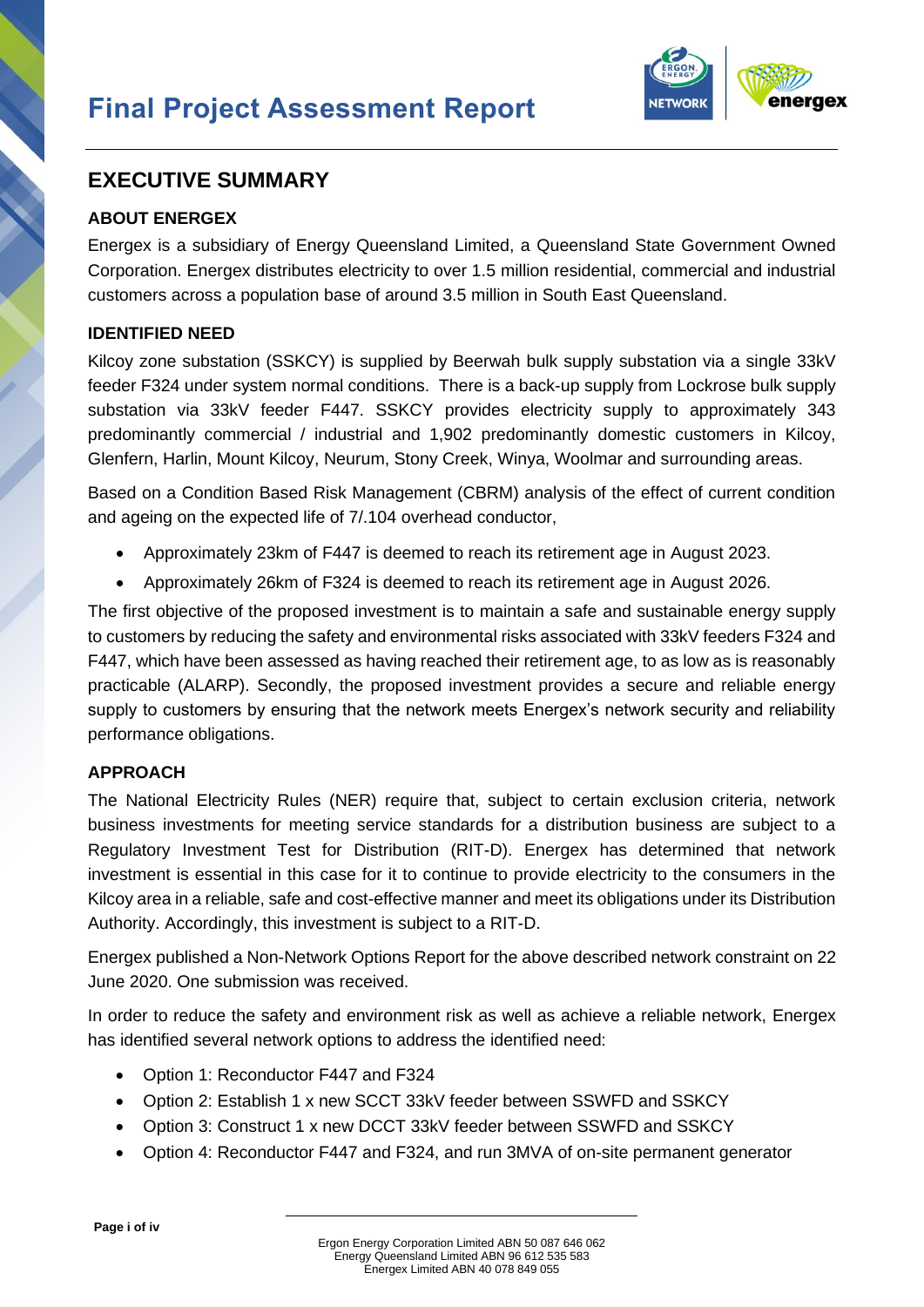# EXECUTIVE SUMMARY

## ABOUT ENERGEX

Energex is a subsidiary of Energy Queensland Limited, a Queensland State Government Owned Corporation. Energex distributes electricity to over 1.5 million residential, commercial and industrial customers across a population base of around 3.5 million in South East Queensland.

## IDENTIFIED NEED

Kilcoy zone substation (SSKCY) is supplied by Beerwah bulk supply substation via a single 33kV feeder F324 under system normal conditions. There is a back-up supply from Lockrose bulk supply substation via 33kV feeder F447. SSKCY provides electricity supply to approximately 343 predominantly commercial / industrial and 1,902 predominantly domestic customers in Kilcoy, Glenfern, Harlin, Mount Kilcoy, Neurum, Stony Creek, Winya, Woolmar and surrounding areas.

Based on a Condition Based Risk Management (CBRM) analysis of the effect of current condition and ageing on the expected life of 7/.104 overhead conductor,

- Approximately 23km of F447 is deemed to reach its retirement age in August 2023.
- Approximately 26km of F324 is deemed to reach its retirement age in August 2026.

The first objective of the proposed investment is to maintain a safe and sustainable energy supply to customers by reducing the safety and environmental risks associated with 33kV feeders F324 and F447, which have been assessed as having reached their retirement age, to as low as is reasonably practicable (ALARP). Secondly, the proposed investment provides a secure and reliable energy supply to customers by ensuring that the network meets Energex's network security and reliability performance obligations.

## APPROACH

The National Electricity Rules (NER) require that, subject to certain exclusion criteria, network business investments for meeting service standards for a distribution business are subject to a Regulatory Investment Test for Distribution (RIT-D). Energex has determined that network investment is essential in this case for it to continue to provide electricity to the consumers in the Kilcoy area in a reliable, safe and cost-effective manner and meet its obligations under its Distribution Authority. Accordingly, this investment is subject to a RIT-D.

Energex published a Non-Network Options Report for the above described network constraint on 22 June 2020. One submission was received.

In order to reduce the safety and environment risk as well as achieve a reliable network, Energex has identified several network options to address the identified need:

- Option 1: Reconductor F447 and F324
- Option 2: Establish 1 x new SCCT 33kV feeder between SSWFD and SSKCY
- Option 3: Construct 1 x new DCCT 33kV feeder between SSWFD and SSKCY
- Option 4: Reconductor F447 and F324, and run 3MVA of on-site permanent generator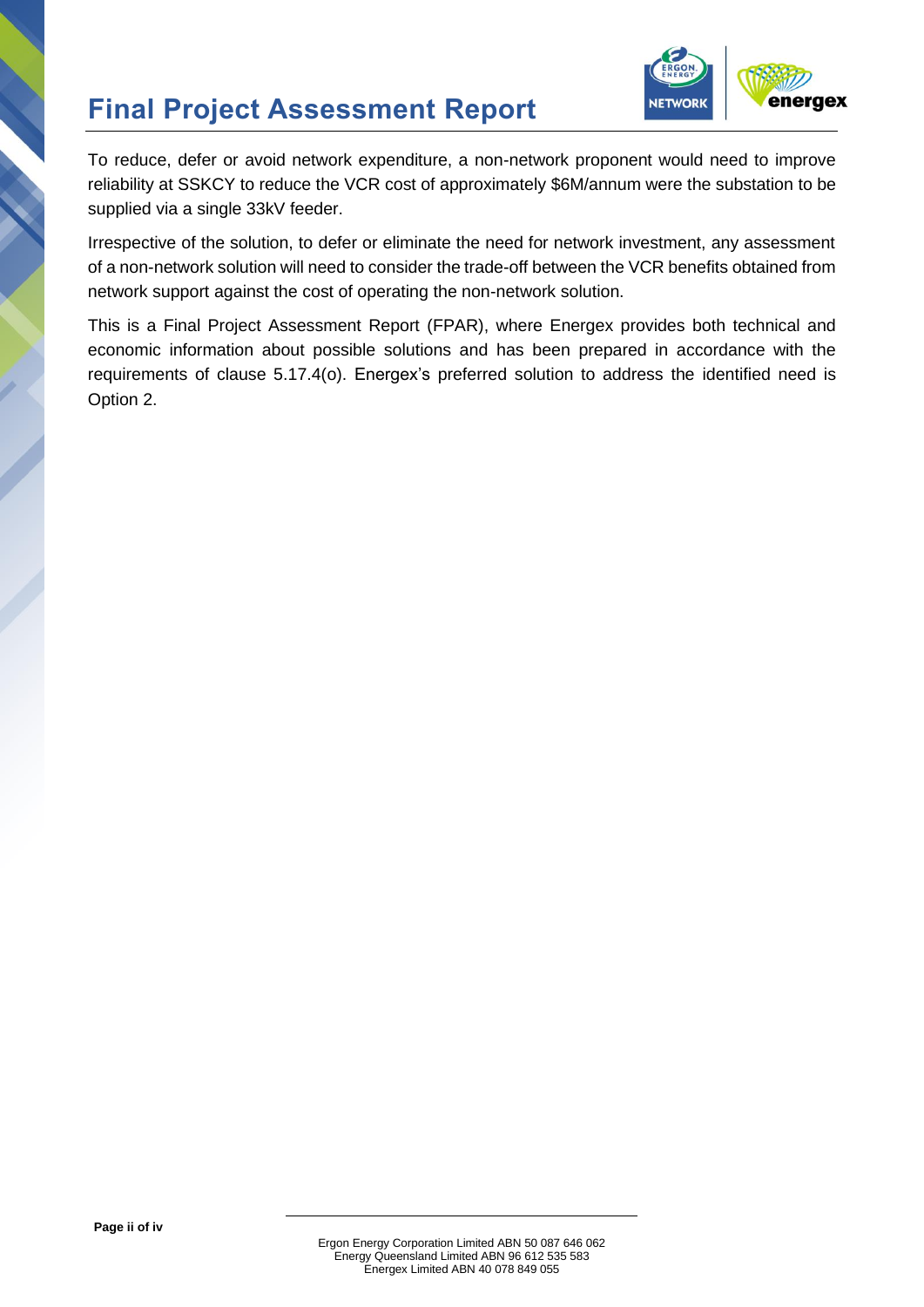To reduce, defer or avoid network expenditure, a non-network proponent would need to improve reliability at SSKCY to reduce the VCR cost of approximately $6M/annum were the substation to be supplied via a single 33kV feeder.

Irrespective of the solution, to defer or eliminate the need for network investment, any assessment of a non-network solution will need to consider the trade-off between the VCR benefits obtained from network support against the cost of operating the non-network solution.

This is a Final Project Assessment Report (FPAR), where Energex provides both technical and economic information about possible solutions and has been prepared in accordance with the requirements of clause 5.17.4(o). Energex's preferred solution to address the identified need is Option 2.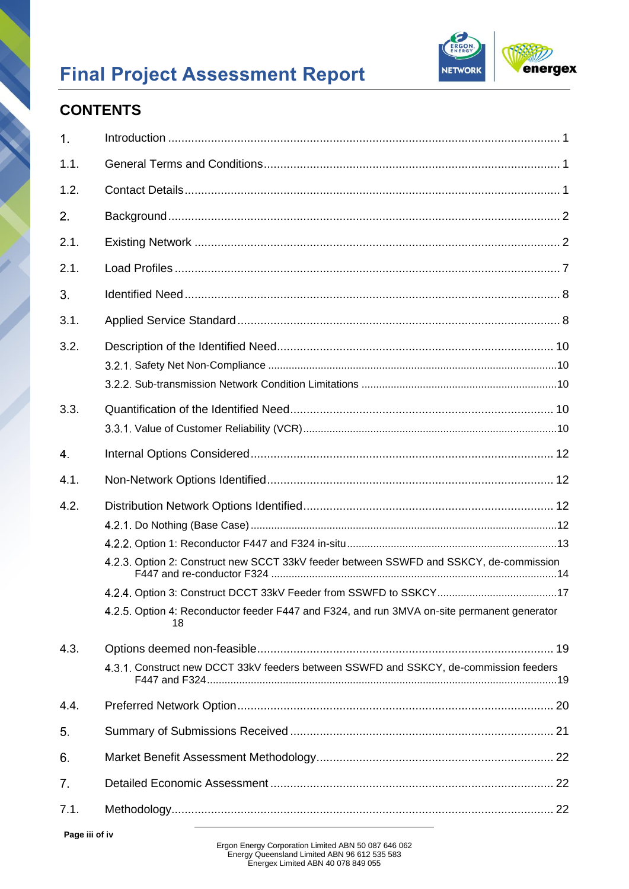## CONTENTS

1. Introduction ..................................................................................................................... 1

1.1. General Terms and Conditions ......................................................................................... 1

1.2. Contact Details ................................................................................................................ 1

2. Background ..................................................................................................................... 2

2.1. Existing Network .............................................................................................................. 2

2.1. Load Profiles .................................................................................................................... 7

3. Identified Need ................................................................................................................ 8

3.1. Applied Service Standard ................................................................................................. 8

3.2. Description of the Identified Need .................................................................................. 10

- 3.2.1. Safety Net Non-Compliance ................................................................................. 10
- 3.2.2. Sub-transmission Network Condition Limitations .................................................. 10

3.3. Quantification of the Identified Need .............................................................................. 10

- 3.3.1. Value of Customer Reliability (VCR) ..................................................................... 10

4. Internal Options Considered .......................................................................................... 12

4.1. Non-Network Options Identified ..................................................................................... 12

4.2. Distribution Network Options Identified .......................................................................... 12

- 4.2.1. Do Nothing (Base Case) ....................................................................................... 12
- 4.2.2. Option 1: Reconductor F447 and F324 in-situ ....................................................... 13
- 4.2.3. Option 2: Construct new SCCT 33kV feeder between SSWFD and SSKCY, de-commission F447 and re-conductor F324 ............................................................................ 14
- 4.2.4. Option 3: Construct DCCT 33kV Feeder from SSWFD to SSKCY ....................... 17
- 4.2.5. Option 4: Reconductor feeder F447 and F324, and run 3MVA on-site permanent generator 18

4.3. Options deemed non-feasible ......................................................................................... 19

- 4.3.1. Construct new DCCT 33kV feeders between SSWFD and SSKCY, de-commission feeders F447 and F324 .......................................................................................... 19

4.4. Preferred Network Option .............................................................................................. 20

5. Summary of Submissions Received ............................................................................... 21

6. Market Benefit Assessment Methodology ...................................................................... 22

7. Detailed Economic Assessment ..................................................................................... 22

7.1. Methodology ................................................................................................................... 22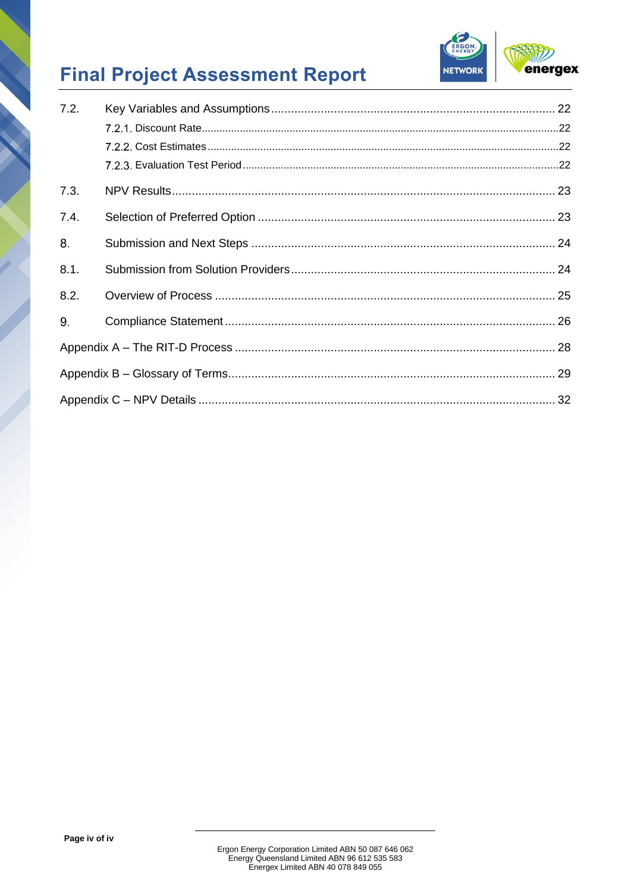7.2. Key Variables and Assumptions ..... 22

7.2.1. Discount Rate ..... 22

7.2.2. Cost Estimates ..... 22

7.2.3. Evaluation Test Period ..... 22

7.3. NPV Results ..... 23

7.4. Selection of Preferred Option ..... 23

8. Submission and Next Steps ..... 24

8.1. Submission from Solution Providers ..... 24

8.2. Overview of Process ..... 25

9. Compliance Statement ..... 26

Appendix A – The RIT-D Process ..... 28

Appendix B – Glossary of Terms ..... 29

Appendix C – NPV Details ..... 32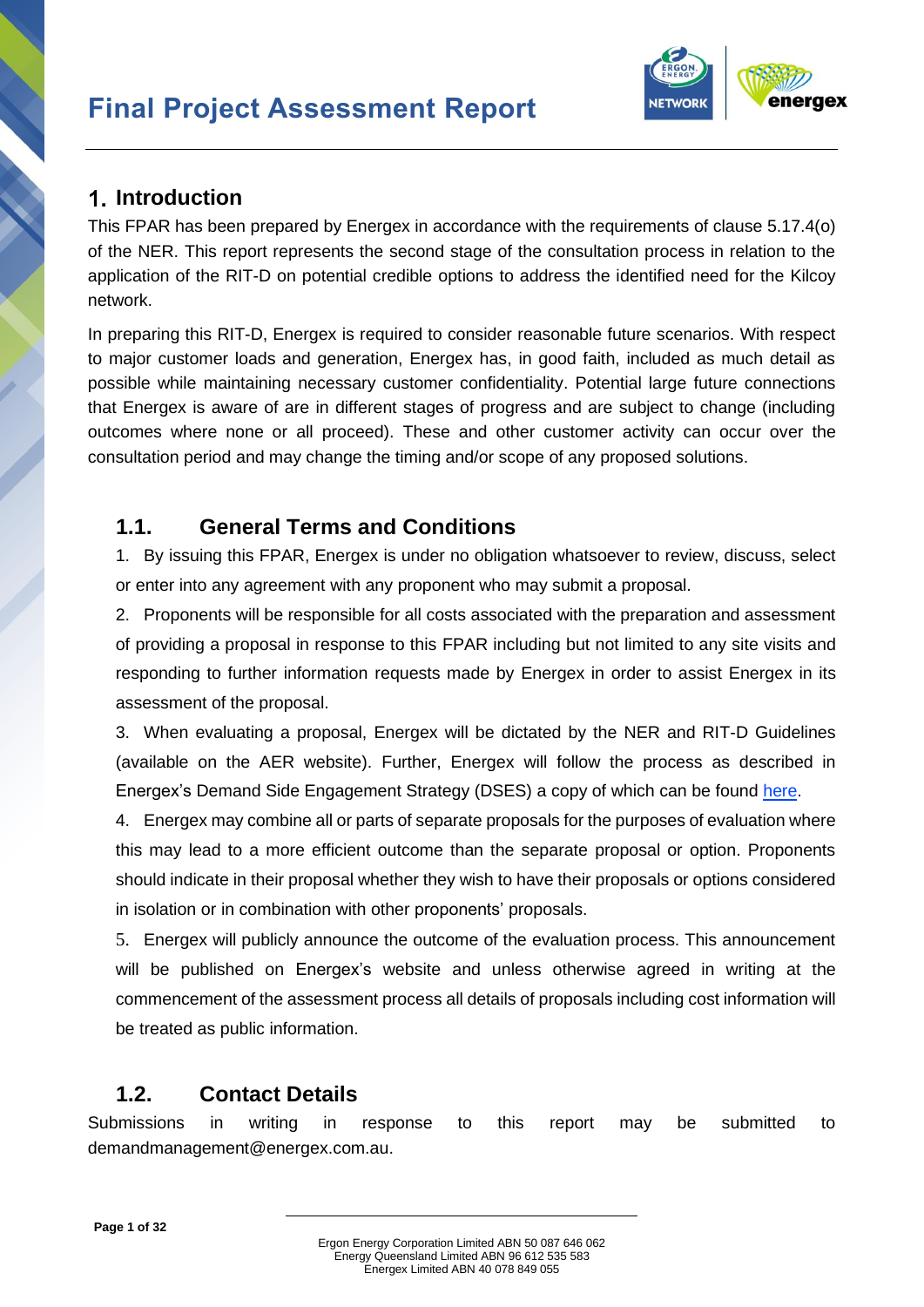# Final Project Assessment Report

## 1. Introduction

This FPAR has been prepared by Energex in accordance with the requirements of clause 5.17.4(o) of the NER. This report represents the second stage of the consultation process in relation to the application of the RIT-D on potential credible options to address the identified need for the Kilcoy network.

In preparing this RIT-D, Energex is required to consider reasonable future scenarios. With respect to major customer loads and generation, Energex has, in good faith, included as much detail as possible while maintaining necessary customer confidentiality. Potential large future connections that Energex is aware of are in different stages of progress and are subject to change (including outcomes where none or all proceed). These and other customer activity can occur over the consultation period and may change the timing and/or scope of any proposed solutions.

### 1.1. General Terms and Conditions

1. By issuing this FPAR, Energex is under no obligation whatsoever to review, discuss, select or enter into any agreement with any proponent who may submit a proposal.
2. Proponents will be responsible for all costs associated with the preparation and assessment of providing a proposal in response to this FPAR including but not limited to any site visits and responding to further information requests made by Energex in order to assist Energex in its assessment of the proposal.
3. When evaluating a proposal, Energex will be dictated by the NER and RIT-D Guidelines (available on the AER website). Further, Energex will follow the process as described in Energex's Demand Side Engagement Strategy (DSES) a copy of which can be found here.
4. Energex may combine all or parts of separate proposals for the purposes of evaluation where this may lead to a more efficient outcome than the separate proposal or option. Proponents should indicate in their proposal whether they wish to have their proposals or options considered in isolation or in combination with other proponents' proposals.
5. Energex will publicly announce the outcome of the evaluation process. This announcement will be published on Energex's website and unless otherwise agreed in writing at the commencement of the assessment process all details of proposals including cost information will be treated as public information.

### 1.2. Contact Details

Submissions in writing in response to this report may be submitted to demandmanagement@energex.com.au.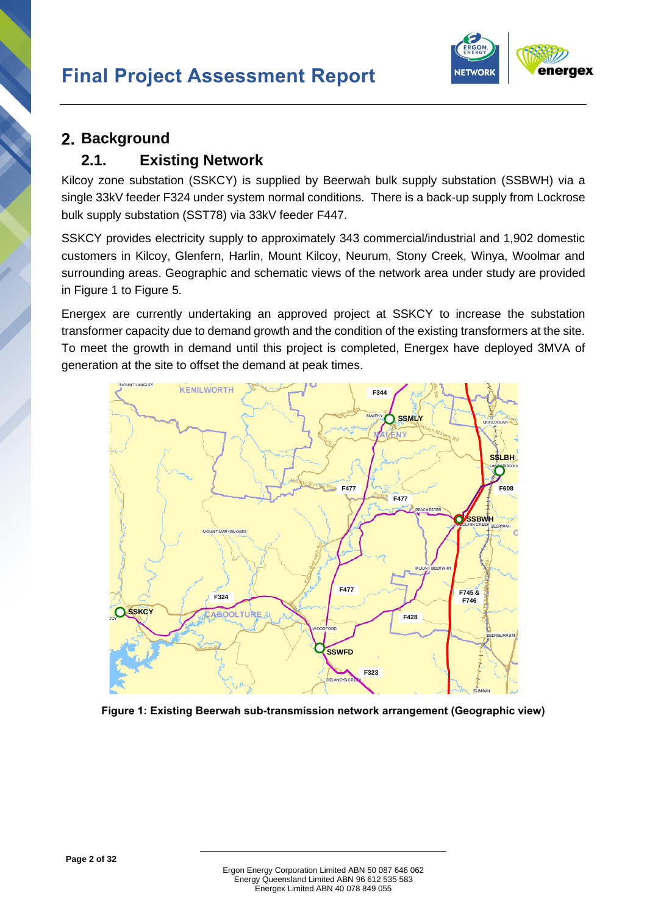## 2. Background

### 2.1. Existing Network

Kilcoy zone substation (SSKCY) is supplied by Beerwah bulk supply substation (SSBWH) via a single 33kV feeder F324 under system normal conditions. There is a back-up supply from Lockrose bulk supply substation (SST78) via 33kV feeder F447.

SSKCY provides electricity supply to approximately 343 commercial/industrial and 1,902 domestic customers in Kilcoy, Glenfern, Harlin, Mount Kilcoy, Neurum, Stony Creek, Winya, Woolmar and surrounding areas. Geographic and schematic views of the network area under study are provided in Figure 1 to Figure 5.

Energex are currently undertaking an approved project at SSKCY to increase the substation transformer capacity due to demand growth and the condition of the existing transformers at the site. To meet the growth in demand until this project is completed, Energex have deployed 3MVA of generation at the site to offset the demand at peak times.

**Figure 1: Existing Beerwah sub-transmission network arrangement (Geographic view)**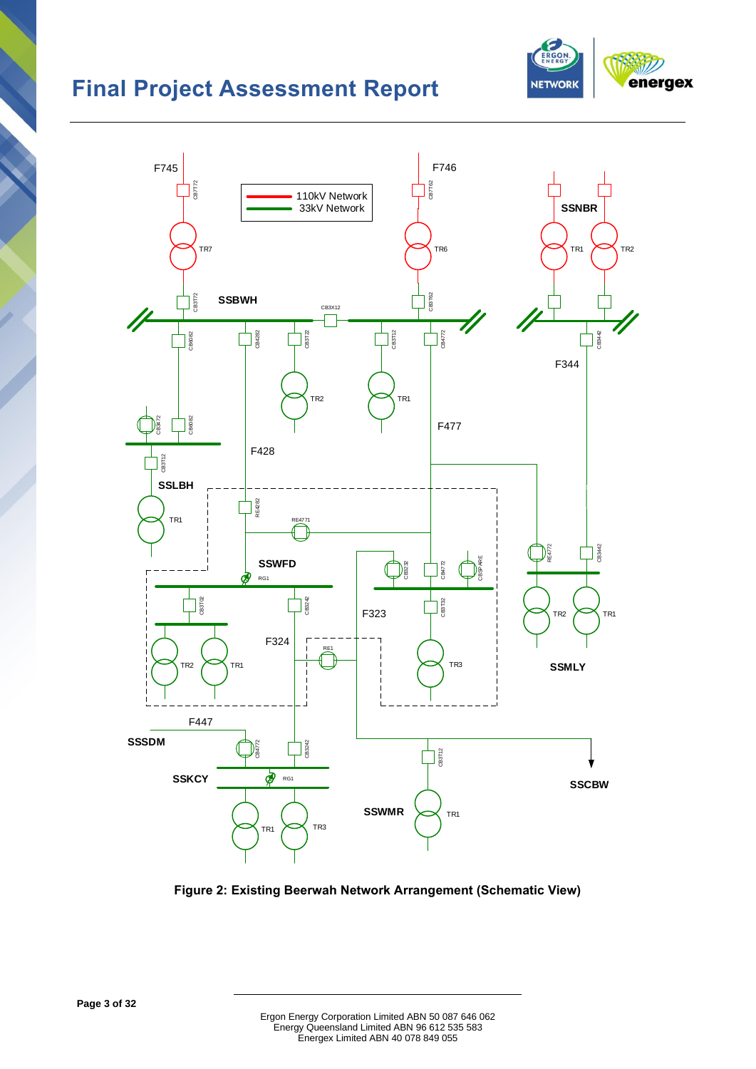**Figure 2: Existing Beerwah Network Arrangement (Schematic View)**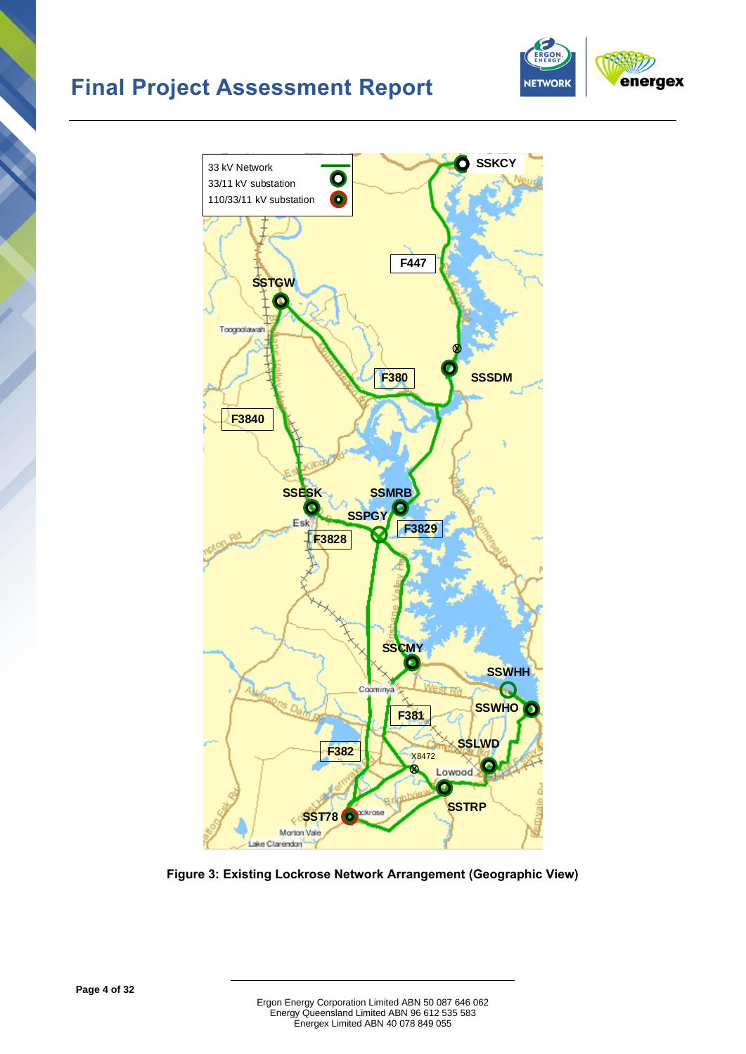**Figure 3: Existing Lockrose Network Arrangement (Geographic View)**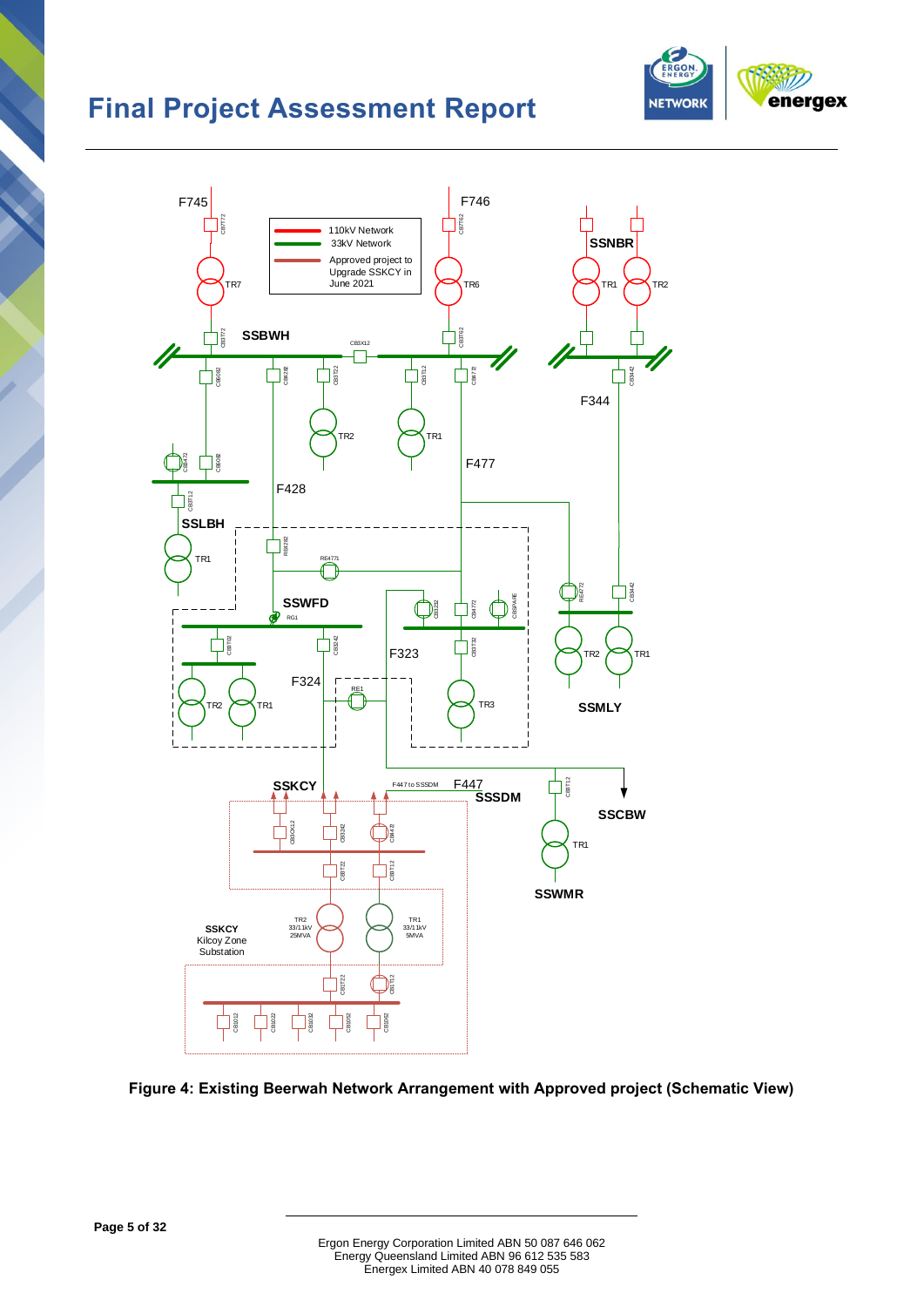**Figure 4: Existing Beerwah Network Arrangement with Approved project (Schematic View)**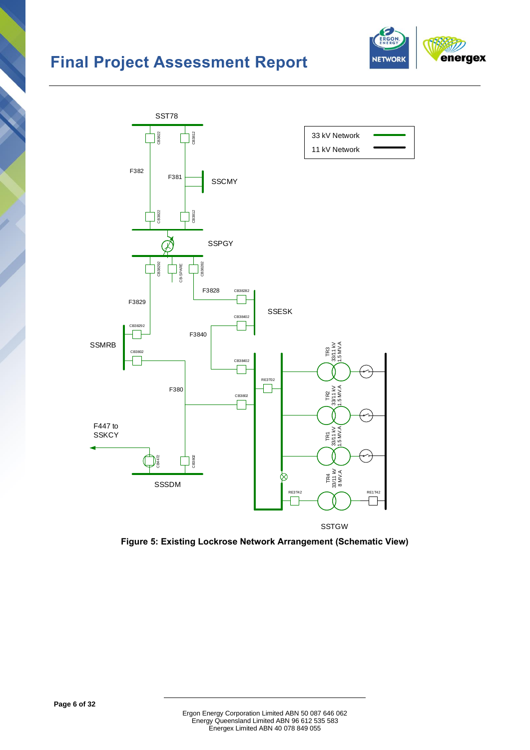Figure 5: Existing Lockrose Network Arrangement (Schematic View)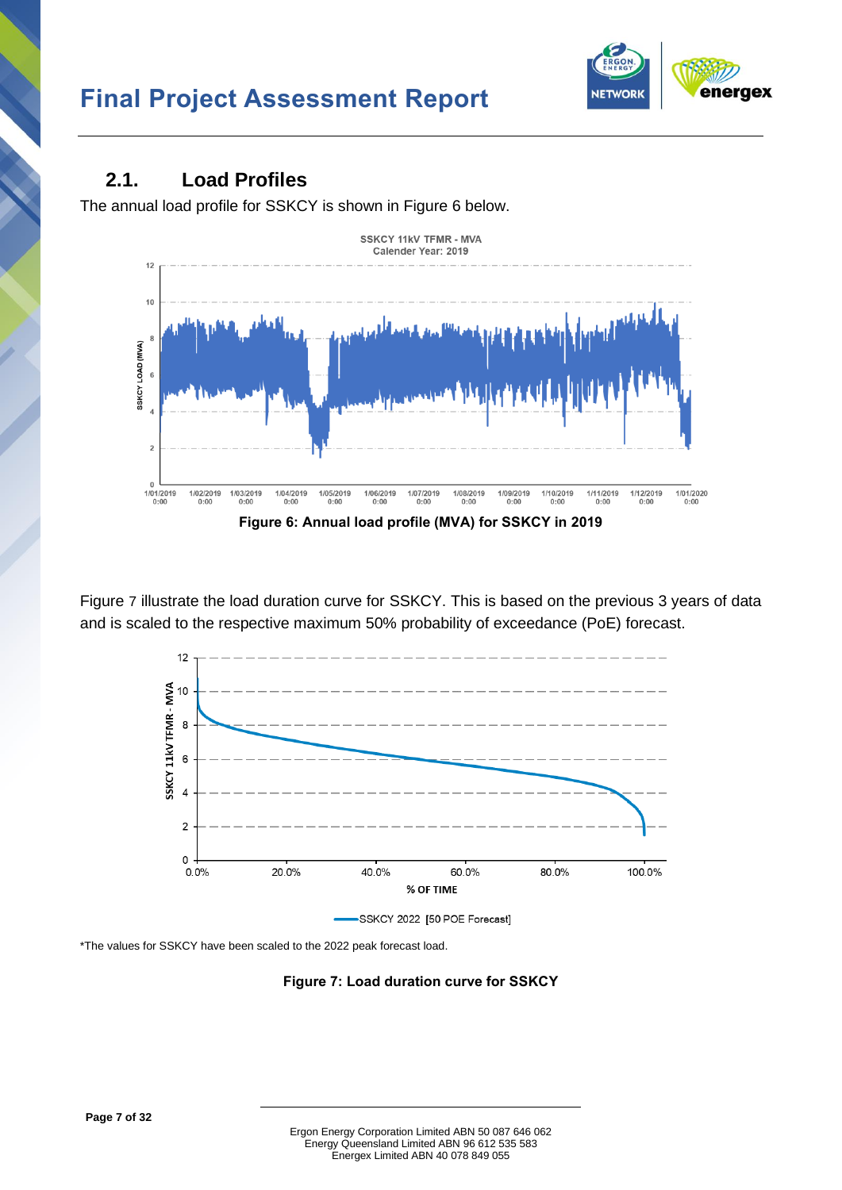## 2.1. Load Profiles

The annual load profile for SSKCY is shown in Figure 6 below.

**Figure 6: Annual load profile (MVA) for SSKCY in 2019**

Figure 7 illustrate the load duration curve for SSKCY. This is based on the previous 3 years of data and is scaled to the respective maximum 50% probability of exceedance (PoE) forecast.

*The values for SSKCY have been scaled to the 2022 peak forecast load.

**Figure 7: Load duration curve for SSKCY**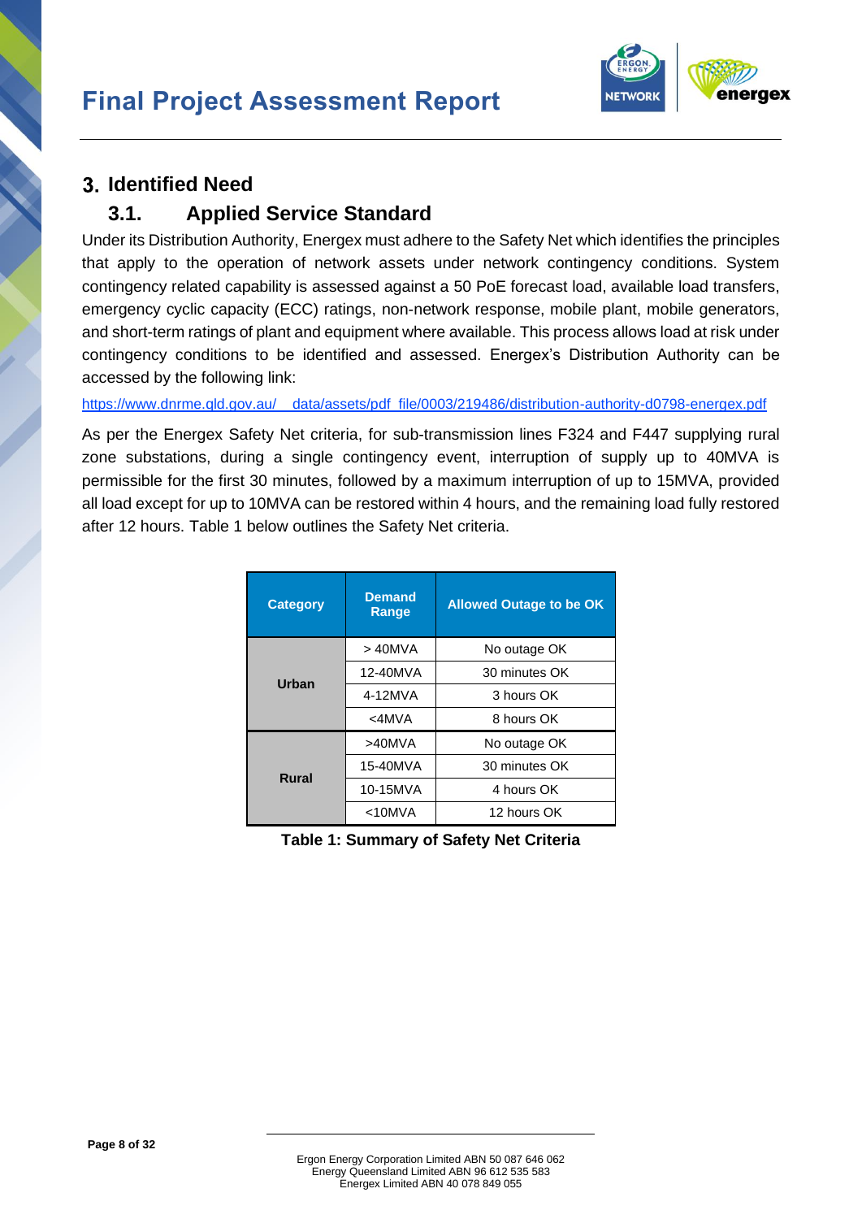# 3. Identified Need

## 3.1. Applied Service Standard

Under its Distribution Authority, Energex must adhere to the Safety Net which identifies the principles that apply to the operation of network assets under network contingency conditions. System contingency related capability is assessed against a 50 PoE forecast load, available load transfers, emergency cyclic capacity (ECC) ratings, non-network response, mobile plant, mobile generators, and short-term ratings of plant and equipment where available. This process allows load at risk under contingency conditions to be identified and assessed. Energex's Distribution Authority can be accessed by the following link:

https://www.dnrme.qld.gov.au/__data/assets/pdf_file/0003/219486/distribution-authority-d0798-energex.pdf

As per the Energex Safety Net criteria, for sub-transmission lines F324 and F447 supplying rural zone substations, during a single contingency event, interruption of supply up to 40MVA is permissible for the first 30 minutes, followed by a maximum interruption of up to 15MVA, provided all load except for up to 10MVA can be restored within 4 hours, and the remaining load fully restored after 12 hours. Table 1 below outlines the Safety Net criteria.

| Category | Demand Range | Allowed Outage to be OK |
|---|---|---|
| Urban | > 40MVA | No outage OK |
| | 12-40MVA | 30 minutes OK |
| | 4-12MVA | 3 hours OK |
| | <4MVA | 8 hours OK |
| Rural | >40MVA | No outage OK |
| | 15-40MVA | 30 minutes OK |
| | 10-15MVA | 4 hours OK |
| | <10MVA | 12 hours OK |

**Table 1: Summary of Safety Net Criteria**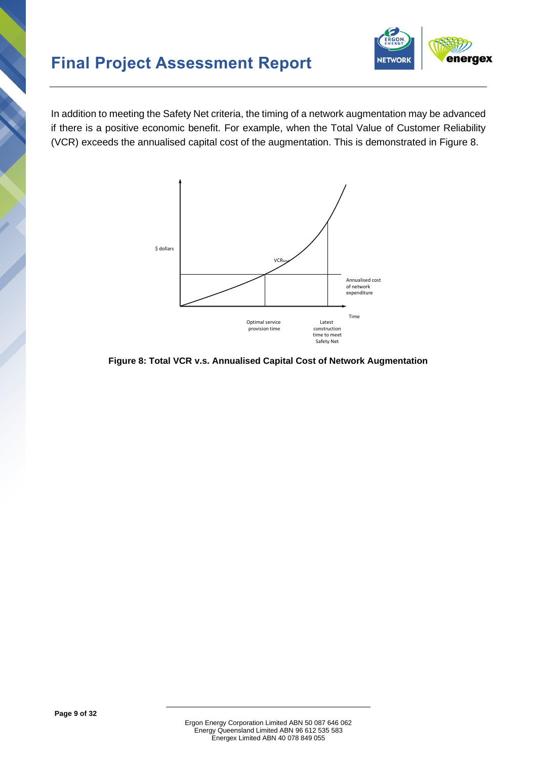In addition to meeting the Safety Net criteria, the timing of a network augmentation may be advanced if there is a positive economic benefit. For example, when the Total Value of Customer Reliability (VCR) exceeds the annualised capital cost of the augmentation. This is demonstrated in Figure 8.

**Figure 8: Total VCR v.s. Annualised Capital Cost of Network Augmentation**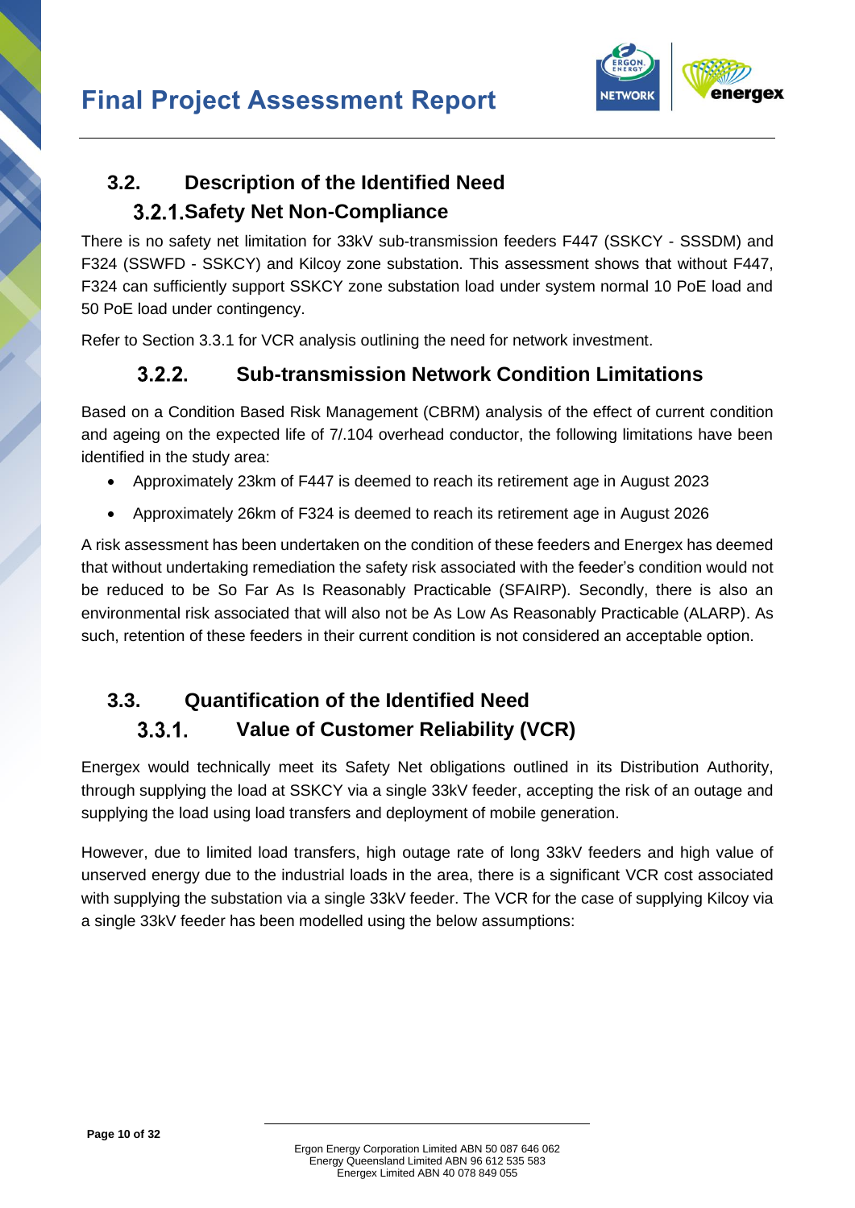## 3.2. Description of the Identified Need

### 3.2.1. Safety Net Non-Compliance

There is no safety net limitation for 33kV sub-transmission feeders F447 (SSKCY - SSSDM) and F324 (SSWFD - SSKCY) and Kilcoy zone substation. This assessment shows that without F447, F324 can sufficiently support SSKCY zone substation load under system normal 10 PoE load and 50 PoE load under contingency.

Refer to Section 3.3.1 for VCR analysis outlining the need for network investment.

### 3.2.2. Sub-transmission Network Condition Limitations

Based on a Condition Based Risk Management (CBRM) analysis of the effect of current condition and ageing on the expected life of 7/.104 overhead conductor, the following limitations have been identified in the study area:

- Approximately 23km of F447 is deemed to reach its retirement age in August 2023
- Approximately 26km of F324 is deemed to reach its retirement age in August 2026

A risk assessment has been undertaken on the condition of these feeders and Energex has deemed that without undertaking remediation the safety risk associated with the feeder's condition would not be reduced to be So Far As Is Reasonably Practicable (SFAIRP). Secondly, there is also an environmental risk associated that will also not be As Low As Reasonably Practicable (ALARP). As such, retention of these feeders in their current condition is not considered an acceptable option.

## 3.3. Quantification of the Identified Need

### 3.3.1. Value of Customer Reliability (VCR)

Energex would technically meet its Safety Net obligations outlined in its Distribution Authority, through supplying the load at SSKCY via a single 33kV feeder, accepting the risk of an outage and supplying the load using load transfers and deployment of mobile generation.

However, due to limited load transfers, high outage rate of long 33kV feeders and high value of unserved energy due to the industrial loads in the area, there is a significant VCR cost associated with supplying the substation via a single 33kV feeder. The VCR for the case of supplying Kilcoy via a single 33kV feeder has been modelled using the below assumptions: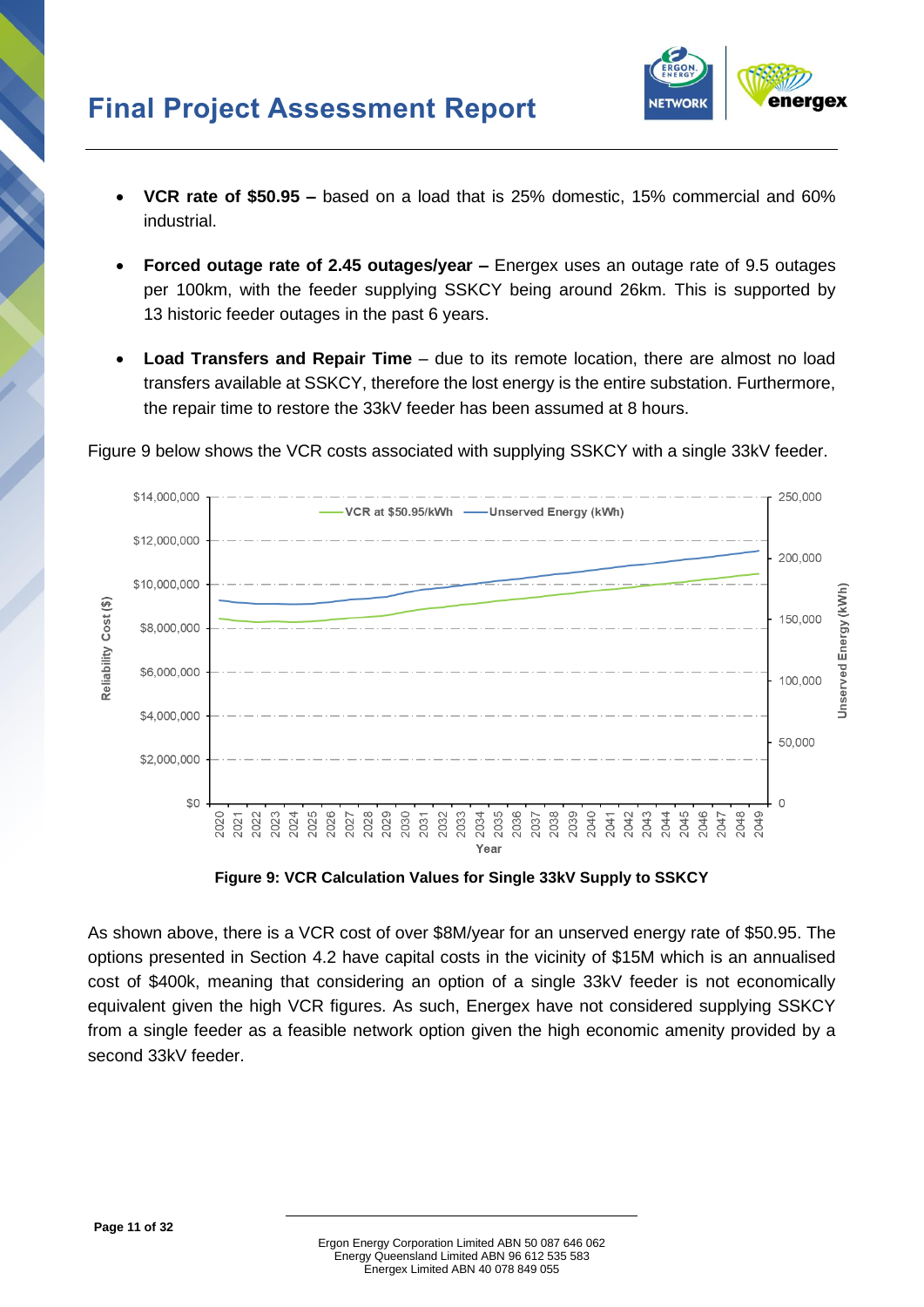- **VCR rate of $50.95 –** based on a load that is 25% domestic, 15% commercial and 60% industrial.

- **Forced outage rate of 2.45 outages/year –** Energex uses an outage rate of 9.5 outages per 100km, with the feeder supplying SSKCY being around 26km. This is supported by 13 historic feeder outages in the past 6 years.

- **Load Transfers and Repair Time** – due to its remote location, there are almost no load transfers available at SSKCY, therefore the lost energy is the entire substation. Furthermore, the repair time to restore the 33kV feeder has been assumed at 8 hours.

Figure 9 below shows the VCR costs associated with supplying SSKCY with a single 33kV feeder.

**Figure 9: VCR Calculation Values for Single 33kV Supply to SSKCY**

As shown above, there is a VCR cost of over $8M/year for an unserved energy rate of $50.95. The options presented in Section 4.2 have capital costs in the vicinity of $15M which is an annualised cost of $400k, meaning that considering an option of a single 33kV feeder is not economically equivalent given the high VCR figures. As such, Energex have not considered supplying SSKCY from a single feeder as a feasible network option given the high economic amenity provided by a second 33kV feeder.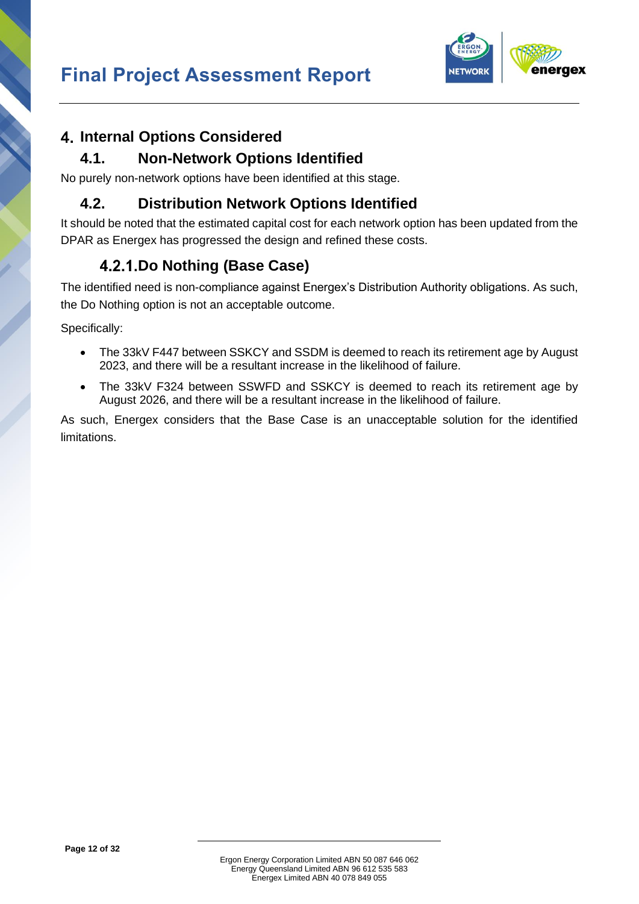# 4. Internal Options Considered

## 4.1. Non-Network Options Identified

No purely non-network options have been identified at this stage.

## 4.2. Distribution Network Options Identified

It should be noted that the estimated capital cost for each network option has been updated from the DPAR as Energex has progressed the design and refined these costs.

### 4.2.1. Do Nothing (Base Case)

The identified need is non-compliance against Energex's Distribution Authority obligations. As such, the Do Nothing option is not an acceptable outcome.

Specifically:

- The 33kV F447 between SSKCY and SSDM is deemed to reach its retirement age by August 2023, and there will be a resultant increase in the likelihood of failure.
- The 33kV F324 between SSWFD and SSKCY is deemed to reach its retirement age by August 2026, and there will be a resultant increase in the likelihood of failure.

As such, Energex considers that the Base Case is an unacceptable solution for the identified limitations.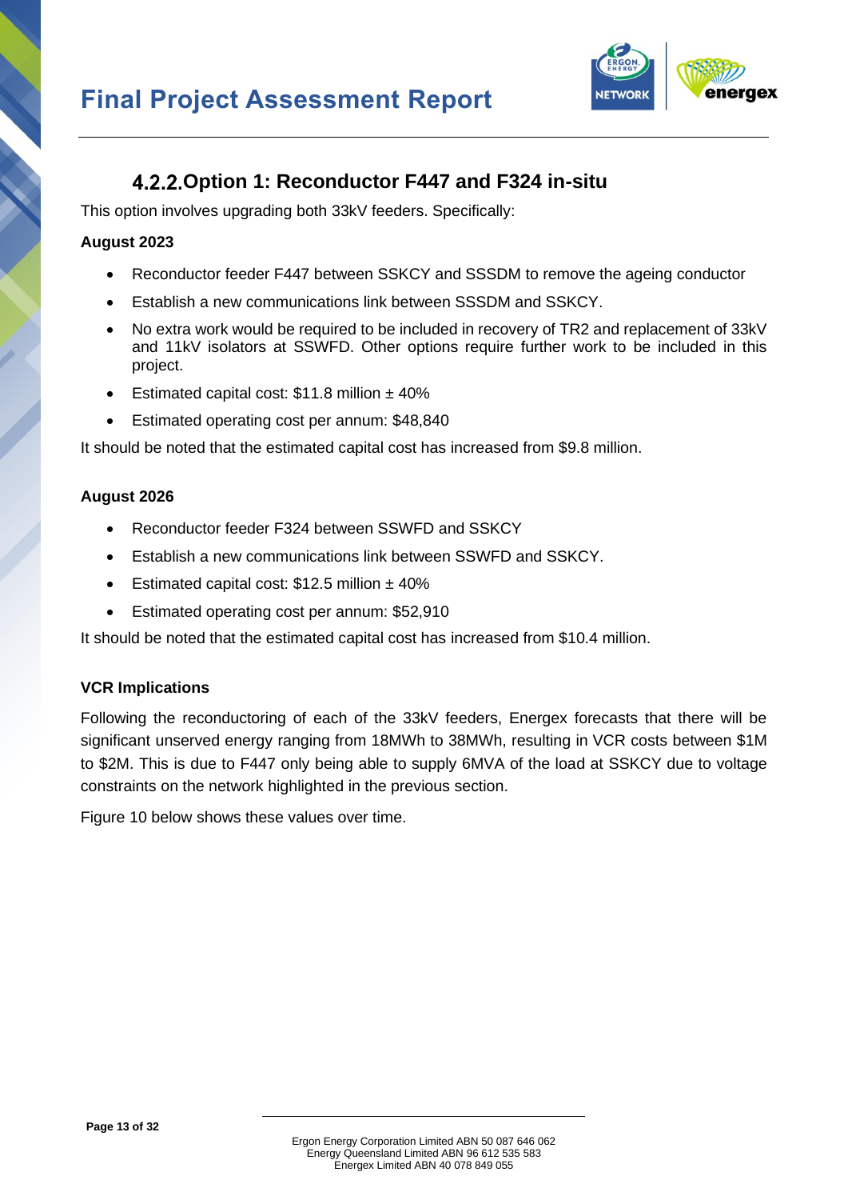### 4.2.2. Option 1: Reconductor F447 and F324 in-situ

This option involves upgrading both 33kV feeders. Specifically:

**August 2023**

- Reconductor feeder F447 between SSKCY and SSSDM to remove the ageing conductor
- Establish a new communications link between SSSDM and SSKCY.
- No extra work would be required to be included in recovery of TR2 and replacement of 33kV and 11kV isolators at SSWFD. Other options require further work to be included in this project.
- Estimated capital cost: $11.8 million ± 40%
- Estimated operating cost per annum: $48,840

It should be noted that the estimated capital cost has increased from $9.8 million.

**August 2026**

- Reconductor feeder F324 between SSWFD and SSKCY
- Establish a new communications link between SSWFD and SSKCY.
- Estimated capital cost: $12.5 million ± 40%
- Estimated operating cost per annum: $52,910

It should be noted that the estimated capital cost has increased from $10.4 million.

**VCR Implications**

Following the reconductoring of each of the 33kV feeders, Energex forecasts that there will be significant unserved energy ranging from 18MWh to 38MWh, resulting in VCR costs between $1M to $2M. This is due to F447 only being able to supply 6MVA of the load at SSKCY due to voltage constraints on the network highlighted in the previous section.

Figure 10 below shows these values over time.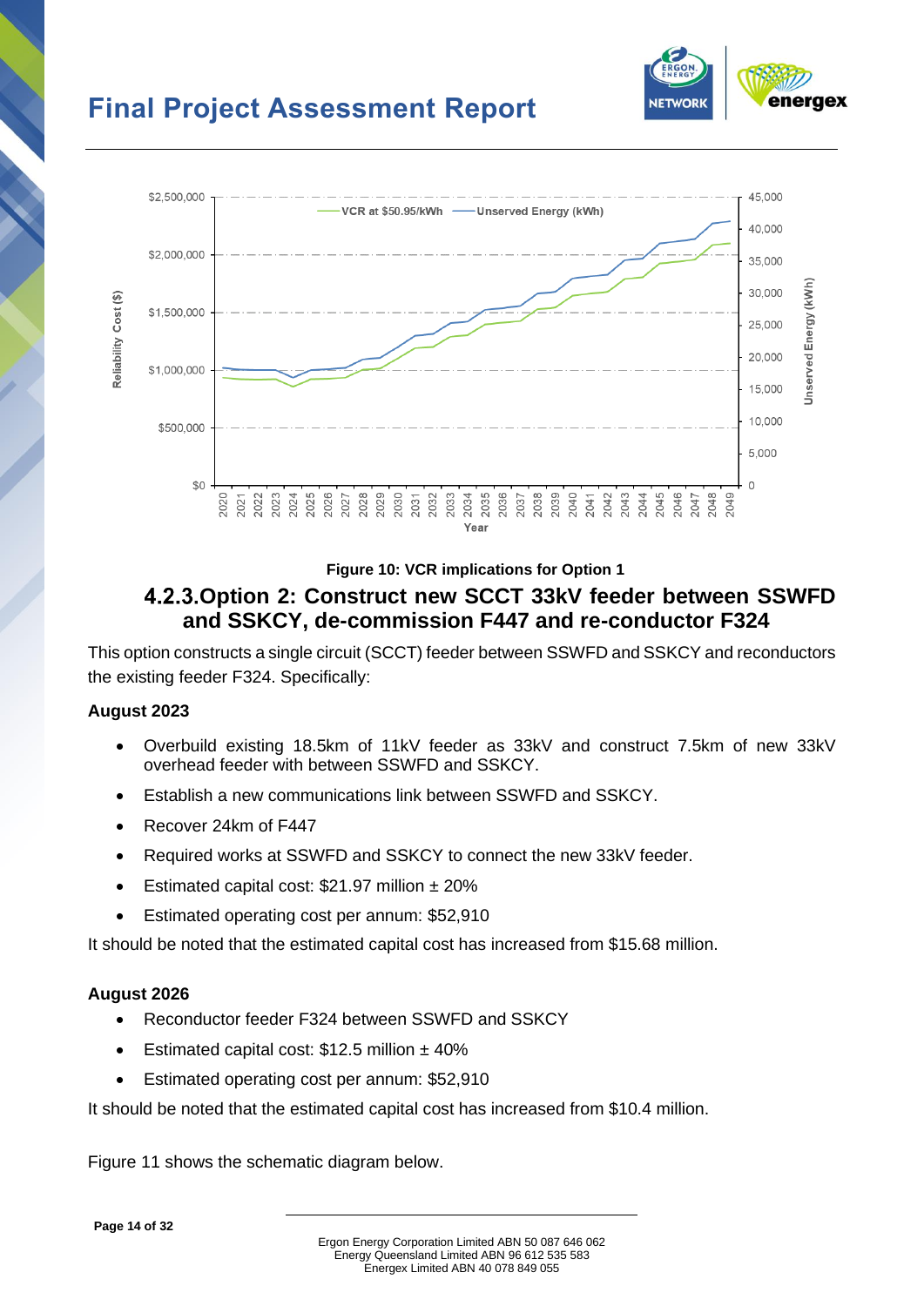Figure 10: VCR implications for Option 1

### 4.2.3. Option 2: Construct new SCCT 33kV feeder between SSWFD and SSKCY, de-commission F447 and re-conductor F324

This option constructs a single circuit (SCCT) feeder between SSWFD and SSKCY and reconductors the existing feeder F324. Specifically:

**August 2023**

- Overbuild existing 18.5km of 11kV feeder as 33kV and construct 7.5km of new 33kV overhead feeder with between SSWFD and SSKCY.
- Establish a new communications link between SSWFD and SSKCY.
- Recover 24km of F447
- Required works at SSWFD and SSKCY to connect the new 33kV feeder.
- Estimated capital cost: $21.97 million ± 20%
- Estimated operating cost per annum: $52,910

It should be noted that the estimated capital cost has increased from $15.68 million.

**August 2026**

- Reconductor feeder F324 between SSWFD and SSKCY
- Estimated capital cost: $12.5 million ± 40%
- Estimated operating cost per annum: $52,910

It should be noted that the estimated capital cost has increased from $10.4 million.

Figure 11 shows the schematic diagram below.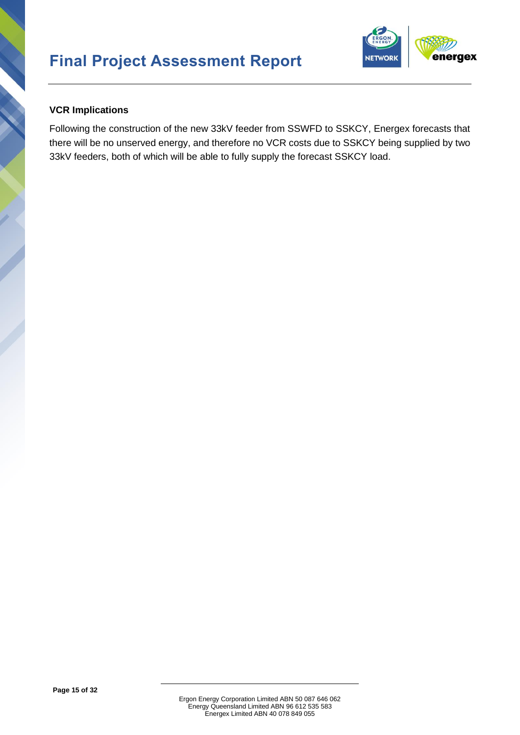### VCR Implications

Following the construction of the new 33kV feeder from SSWFD to SSKCY, Energex forecasts that there will be no unserved energy, and therefore no VCR costs due to SSKCY being supplied by two 33kV feeders, both of which will be able to fully supply the forecast SSKCY load.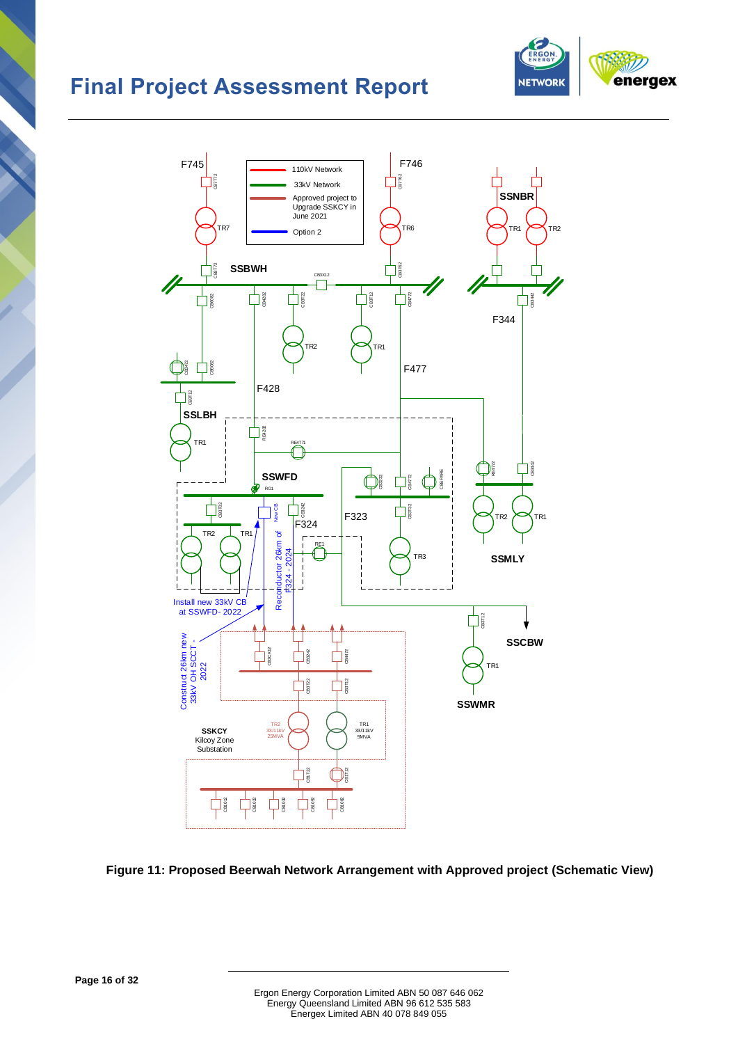F745

F746

110kV Network

33kV Network

Approved project to Upgrade SSKCY in June 2021

Option 2

SSNBR

TR7

TR6

TR1

TR2

SSBWH

F344

TR2

TR1

F477

F428

SSLBH

TR1

SSWFD

F324

F323

TR2

TR1

TR3

TR2

TR1

SSMLY

Reconductor 26km of F324 - 2024

Install new 33kV CB at SSWFD- 2022

SSCBW

Construct 26km new 33kV OH SCCT - 2022

TR1

SSWMR

SSKCY
Kilcoy Zone
Substation

TR2
33/11kV
25MVA

TR1
33/11kV
5MVA

**Figure 11: Proposed Beerwah Network Arrangement with Approved project (Schematic View)**

Ergon Energy Corporation Limited ABN 50 087 646 062
Energy Queensland Limited ABN 96 612 535 583
Energex Limited ABN 40 078 849 055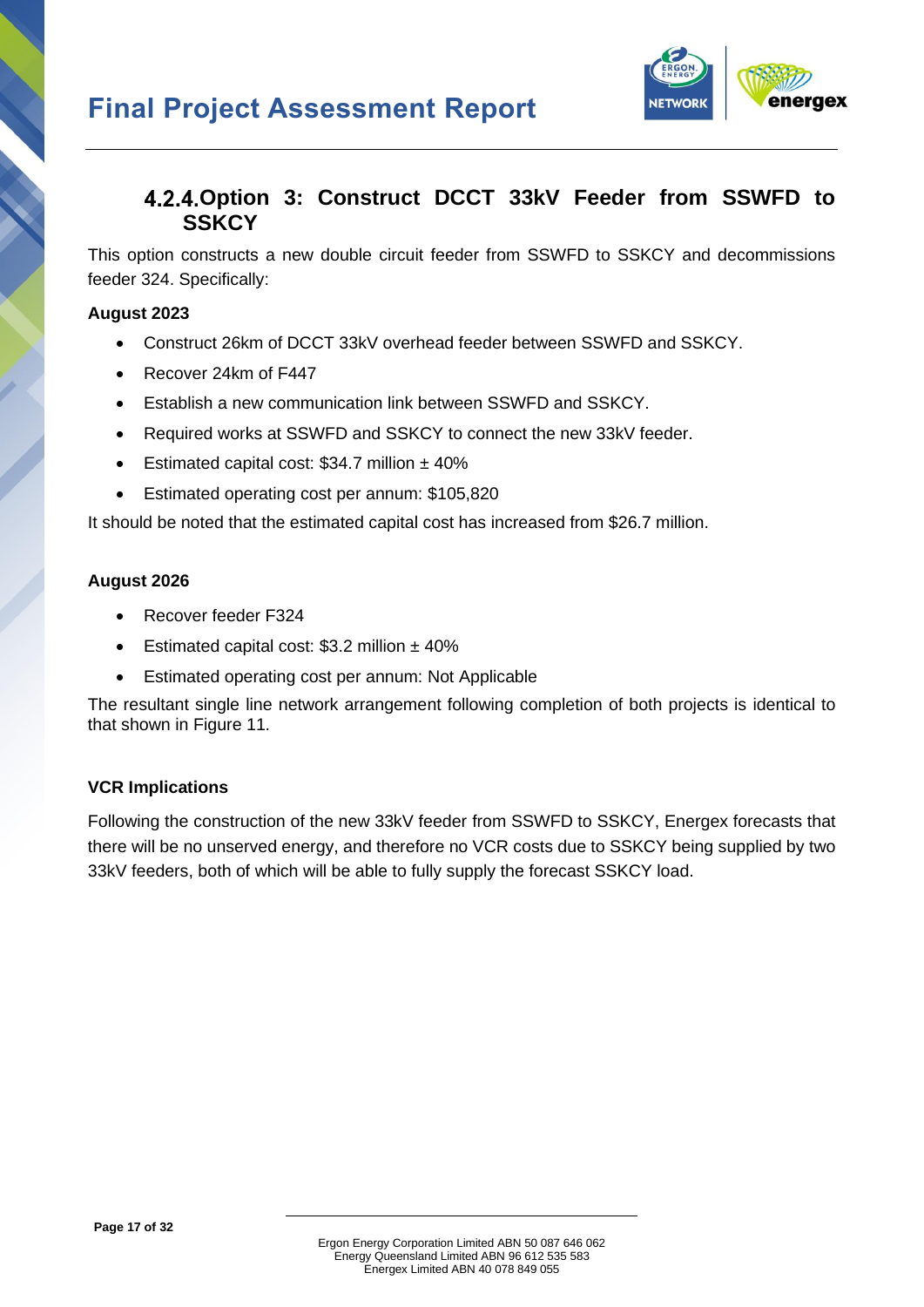#### 4.2.4. Option 3: Construct DCCT 33kV Feeder from SSWFD to SSKCY

This option constructs a new double circuit feeder from SSWFD to SSKCY and decommissions feeder 324. Specifically:

**August 2023**

- Construct 26km of DCCT 33kV overhead feeder between SSWFD and SSKCY.
- Recover 24km of F447
- Establish a new communication link between SSWFD and SSKCY.
- Required works at SSWFD and SSKCY to connect the new 33kV feeder.
- Estimated capital cost: $34.7 million ± 40%
- Estimated operating cost per annum: $105,820

It should be noted that the estimated capital cost has increased from $26.7 million.

**August 2026**

- Recover feeder F324
- Estimated capital cost: $3.2 million ± 40%
- Estimated operating cost per annum: Not Applicable

The resultant single line network arrangement following completion of both projects is identical to that shown in Figure 11.

**VCR Implications**

Following the construction of the new 33kV feeder from SSWFD to SSKCY, Energex forecasts that there will be no unserved energy, and therefore no VCR costs due to SSKCY being supplied by two 33kV feeders, both of which will be able to fully supply the forecast SSKCY load.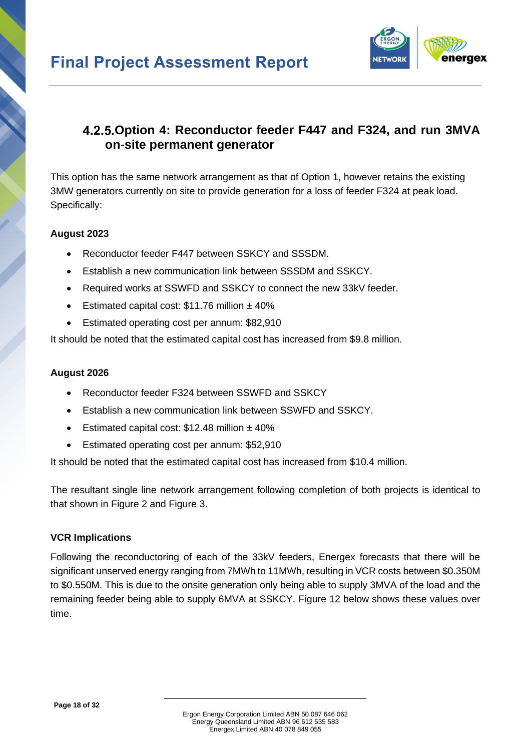### 4.2.5. Option 4: Reconductor feeder F447 and F324, and run 3MVA on-site permanent generator

This option has the same network arrangement as that of Option 1, however retains the existing 3MW generators currently on site to provide generation for a loss of feeder F324 at peak load. Specifically:

**August 2023**

- Reconductor feeder F447 between SSKCY and SSSDM.
- Establish a new communication link between SSSDM and SSKCY.
- Required works at SSWFD and SSKCY to connect the new 33kV feeder.
- Estimated capital cost: $11.76 million ± 40%
- Estimated operating cost per annum: $82,910

It should be noted that the estimated capital cost has increased from $9.8 million.

**August 2026**

- Reconductor feeder F324 between SSWFD and SSKCY
- Establish a new communication link between SSWFD and SSKCY.
- Estimated capital cost: $12.48 million ± 40%
- Estimated operating cost per annum: $52,910

It should be noted that the estimated capital cost has increased from $10.4 million.

The resultant single line network arrangement following completion of both projects is identical to that shown in Figure 2 and Figure 3.

**VCR Implications**

Following the reconductoring of each of the 33kV feeders, Energex forecasts that there will be significant unserved energy ranging from 7MWh to 11MWh, resulting in VCR costs between $0.350M to $0.550M. This is due to the onsite generation only being able to supply 3MVA of the load and the remaining feeder being able to supply 6MVA at SSKCY. Figure 12 below shows these values over time.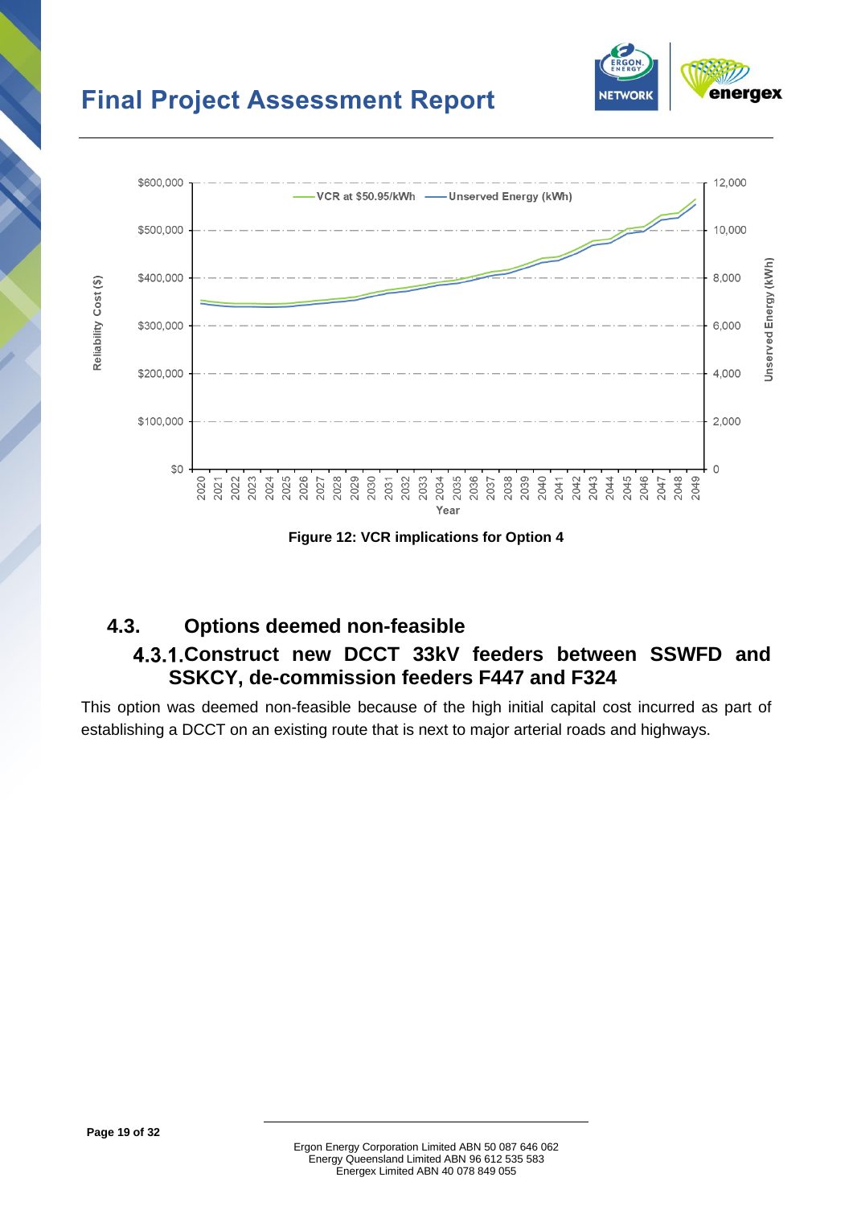Figure 12: VCR implications for Option 4

## 4.3. Options deemed non-feasible

### 4.3.1. Construct new DCCT 33kV feeders between SSWFD and SSKCY, de-commission feeders F447 and F324

This option was deemed non-feasible because of the high initial capital cost incurred as part of establishing a DCCT on an existing route that is next to major arterial roads and highways.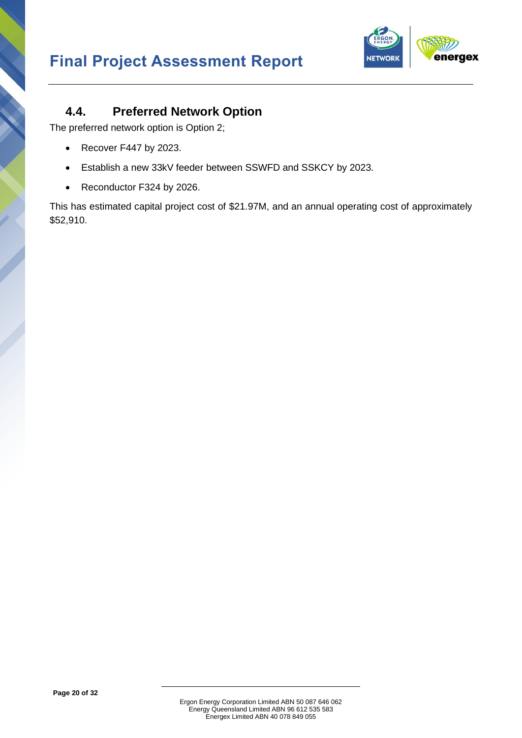## 4.4. Preferred Network Option

The preferred network option is Option 2;

- Recover F447 by 2023.
- Establish a new 33kV feeder between SSWFD and SSKCY by 2023.
- Reconductor F324 by 2026.

This has estimated capital project cost of $21.97M, and an annual operating cost of approximately $52,910.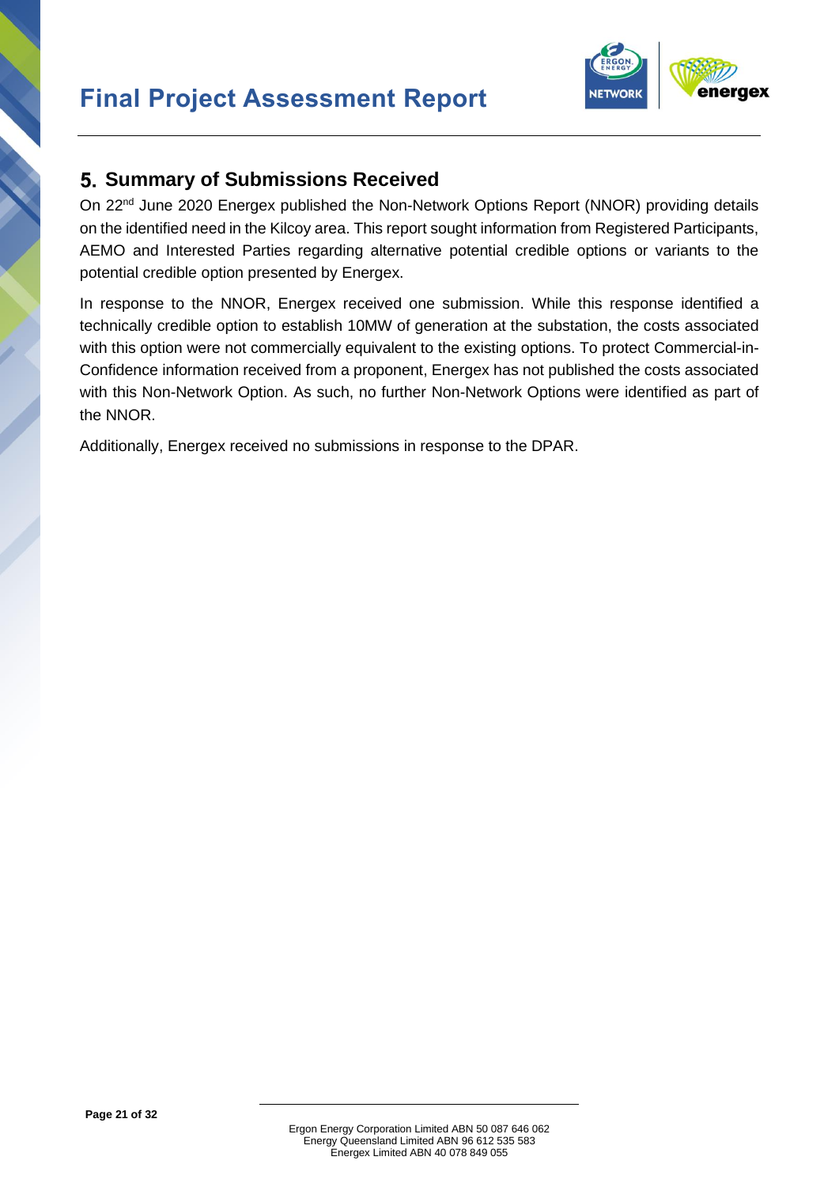## 5. Summary of Submissions Received

On 22nd June 2020 Energex published the Non-Network Options Report (NNOR) providing details on the identified need in the Kilcoy area. This report sought information from Registered Participants, AEMO and Interested Parties regarding alternative potential credible options or variants to the potential credible option presented by Energex.

In response to the NNOR, Energex received one submission. While this response identified a technically credible option to establish 10MW of generation at the substation, the costs associated with this option were not commercially equivalent to the existing options. To protect Commercial-in-Confidence information received from a proponent, Energex has not published the costs associated with this Non-Network Option. As such, no further Non-Network Options were identified as part of the NNOR.

Additionally, Energex received no submissions in response to the DPAR.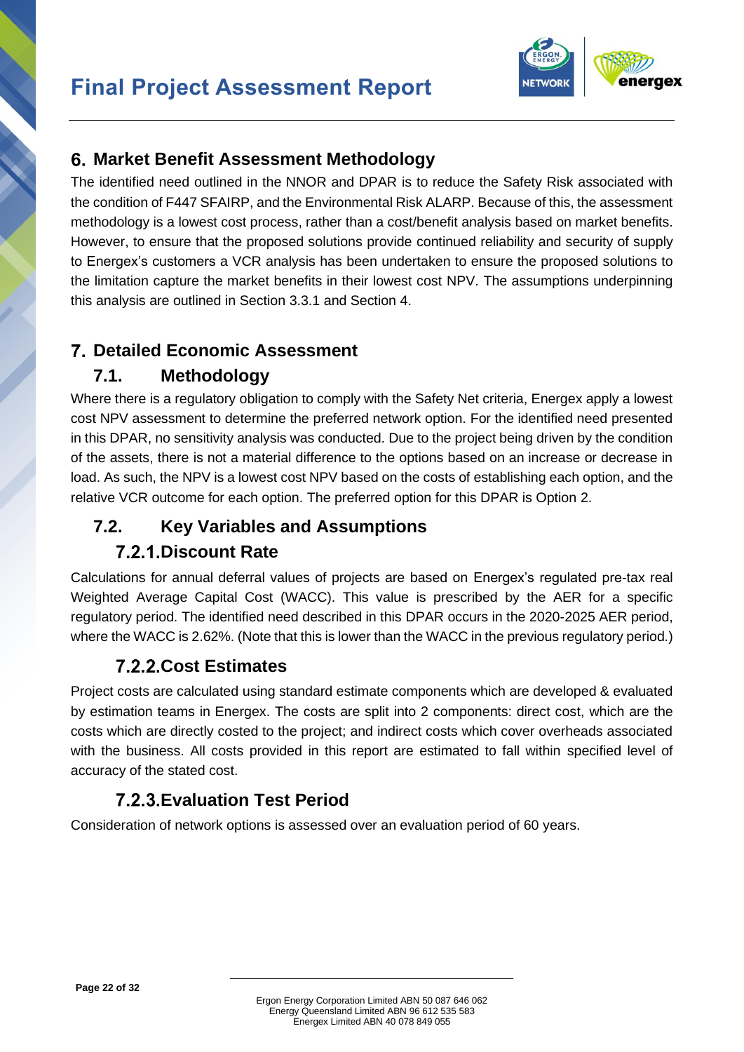# 6. Market Benefit Assessment Methodology

The identified need outlined in the NNOR and DPAR is to reduce the Safety Risk associated with the condition of F447 SFAIRP, and the Environmental Risk ALARP. Because of this, the assessment methodology is a lowest cost process, rather than a cost/benefit analysis based on market benefits. However, to ensure that the proposed solutions provide continued reliability and security of supply to Energex's customers a VCR analysis has been undertaken to ensure the proposed solutions to the limitation capture the market benefits in their lowest cost NPV. The assumptions underpinning this analysis are outlined in Section 3.3.1 and Section 4.

# 7. Detailed Economic Assessment

## 7.1. Methodology

Where there is a regulatory obligation to comply with the Safety Net criteria, Energex apply a lowest cost NPV assessment to determine the preferred network option. For the identified need presented in this DPAR, no sensitivity analysis was conducted. Due to the project being driven by the condition of the assets, there is not a material difference to the options based on an increase or decrease in load. As such, the NPV is a lowest cost NPV based on the costs of establishing each option, and the relative VCR outcome for each option. The preferred option for this DPAR is Option 2.

## 7.2. Key Variables and Assumptions

### 7.2.1. Discount Rate

Calculations for annual deferral values of projects are based on Energex's regulated pre-tax real Weighted Average Capital Cost (WACC). This value is prescribed by the AER for a specific regulatory period. The identified need described in this DPAR occurs in the 2020-2025 AER period, where the WACC is 2.62%. (Note that this is lower than the WACC in the previous regulatory period.)

### 7.2.2. Cost Estimates

Project costs are calculated using standard estimate components which are developed & evaluated by estimation teams in Energex. The costs are split into 2 components: direct cost, which are the costs which are directly costed to the project; and indirect costs which cover overheads associated with the business. All costs provided in this report are estimated to fall within specified level of accuracy of the stated cost.

### 7.2.3. Evaluation Test Period

Consideration of network options is assessed over an evaluation period of 60 years.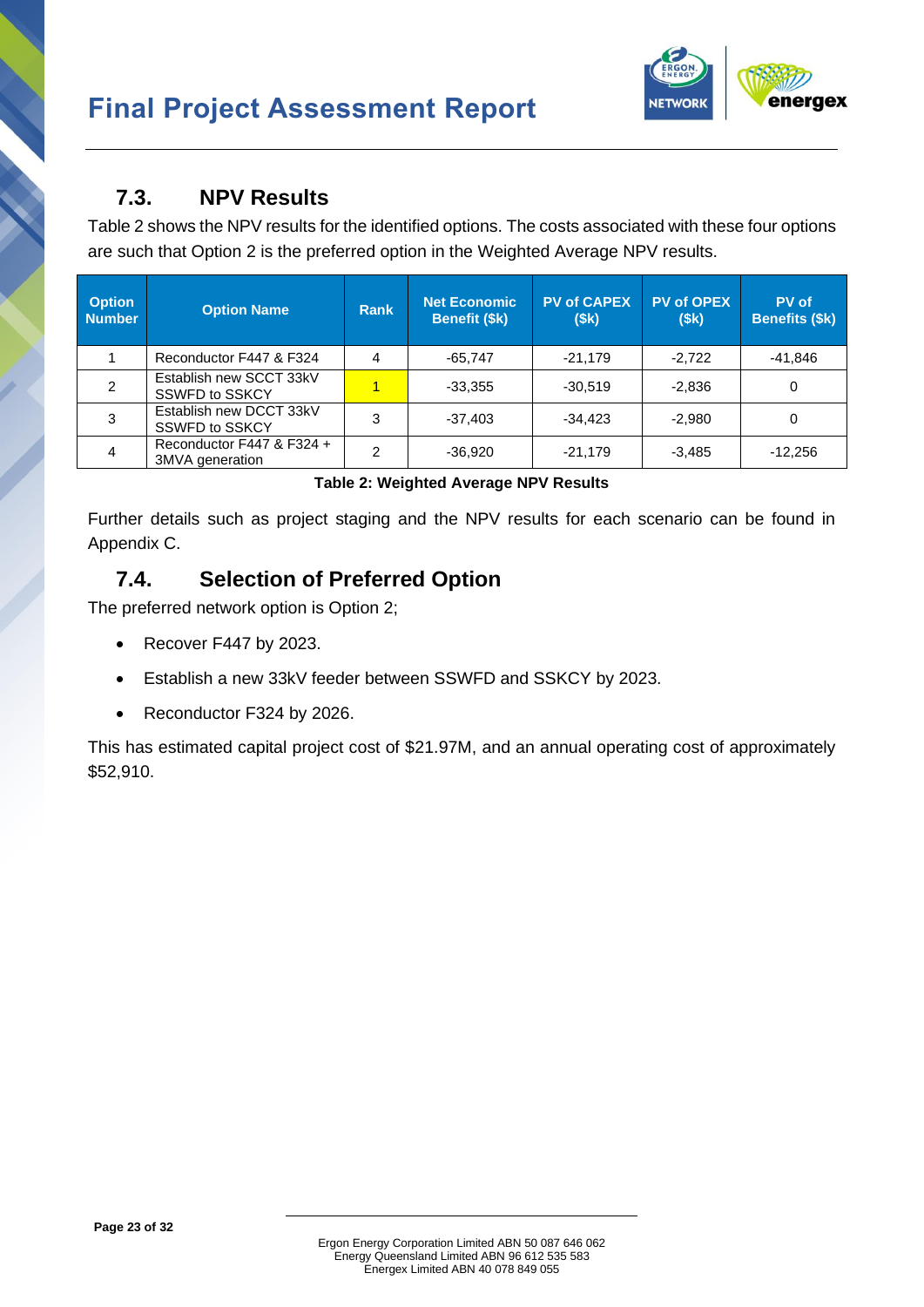## 7.3. NPV Results

Table 2 shows the NPV results for the identified options. The costs associated with these four options are such that Option 2 is the preferred option in the Weighted Average NPV results.

| Option Number | Option Name | Rank | Net Economic Benefit ($k) | PV of CAPEX ($k) | PV of OPEX ($k) | PV of Benefits ($k) |
|---|---|---|---|---|---|---|
| 1 | Reconductor F447 & F324 | 4 | -65,747 | -21,179 | -2,722 | -41,846 |
| 2 | Establish new SCCT 33kV SSWFD to SSKCY | 1 | -33,355 | -30,519 | -2,836 | 0 |
| 3 | Establish new DCCT 33kV SSWFD to SSKCY | 3 | -37,403 | -34,423 | -2,980 | 0 |
| 4 | Reconductor F447 & F324 + 3MVA generation | 2 | -36,920 | -21,179 | -3,485 | -12,256 |

**Table 2: Weighted Average NPV Results**

Further details such as project staging and the NPV results for each scenario can be found in Appendix C.

## 7.4. Selection of Preferred Option

The preferred network option is Option 2;

- Recover F447 by 2023.
- Establish a new 33kV feeder between SSWFD and SSKCY by 2023.
- Reconductor F324 by 2026.

This has estimated capital project cost of $21.97M, and an annual operating cost of approximately $52,910.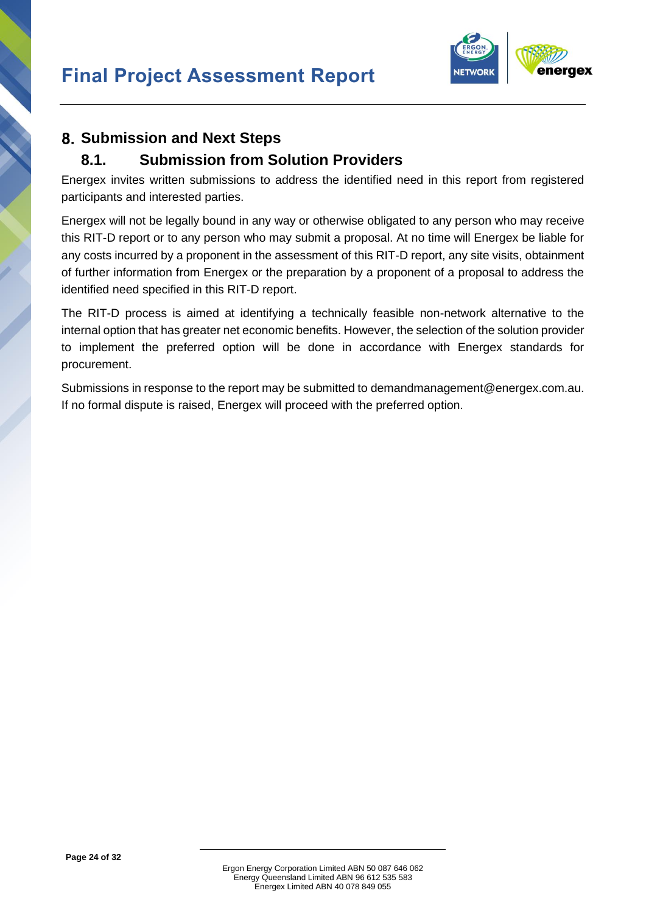# 8. Submission and Next Steps

## 8.1. Submission from Solution Providers

Energex invites written submissions to address the identified need in this report from registered participants and interested parties.

Energex will not be legally bound in any way or otherwise obligated to any person who may receive this RIT-D report or to any person who may submit a proposal. At no time will Energex be liable for any costs incurred by a proponent in the assessment of this RIT-D report, any site visits, obtainment of further information from Energex or the preparation by a proponent of a proposal to address the identified need specified in this RIT-D report.

The RIT-D process is aimed at identifying a technically feasible non-network alternative to the internal option that has greater net economic benefits. However, the selection of the solution provider to implement the preferred option will be done in accordance with Energex standards for procurement.

Submissions in response to the report may be submitted to demandmanagement@energex.com.au. If no formal dispute is raised, Energex will proceed with the preferred option.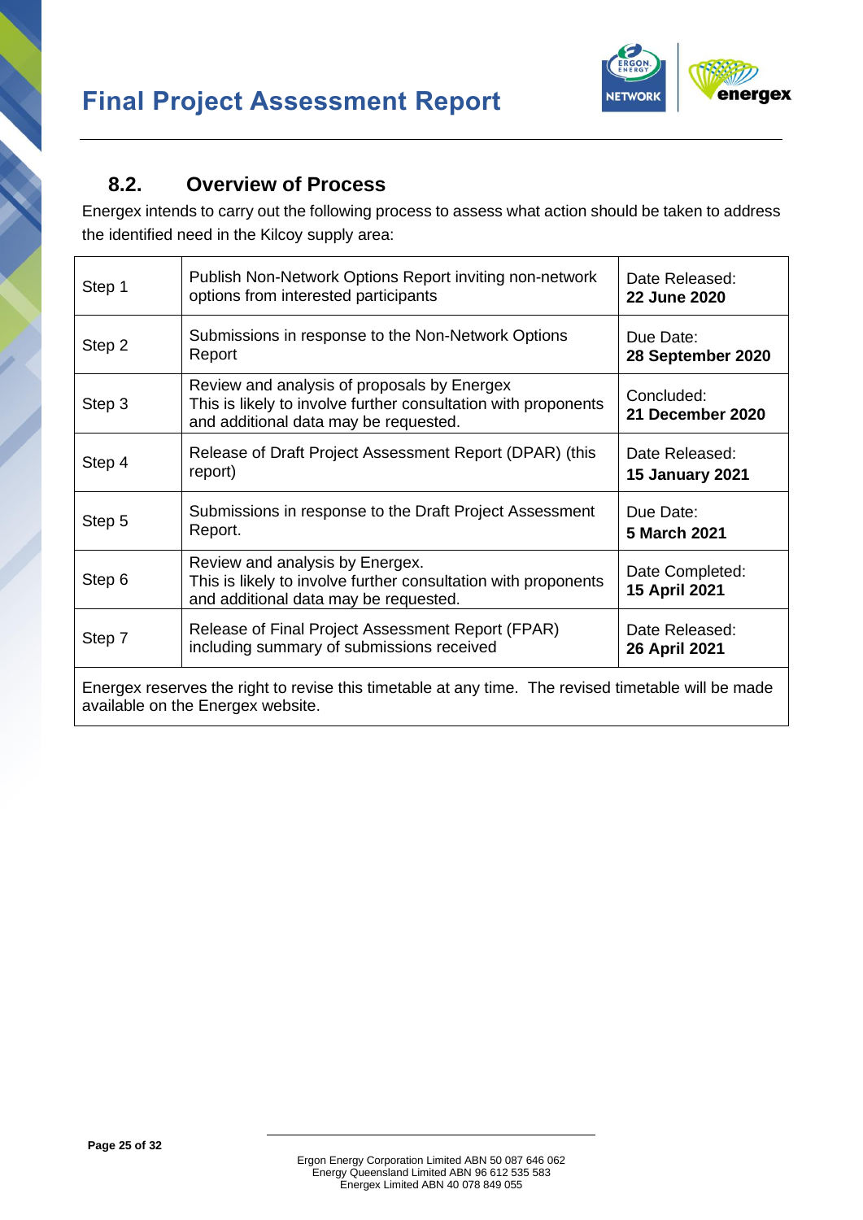## 8.2. Overview of Process

Energex intends to carry out the following process to assess what action should be taken to address the identified need in the Kilcoy supply area:

| Step | Description | Date |
|---|---|---|
| Step 1 | Publish Non-Network Options Report inviting non-network options from interested participants | Date Released: **22 June 2020** |
| Step 2 | Submissions in response to the Non-Network Options Report | Due Date: **28 September 2020** |
| Step 3 | Review and analysis of proposals by Energex<br>This is likely to involve further consultation with proponents and additional data may be requested. | Concluded: **21 December 2020** |
| Step 4 | Release of Draft Project Assessment Report (DPAR) (this report) | Date Released: **15 January 2021** |
| Step 5 | Submissions in response to the Draft Project Assessment Report. | Due Date: **5 March 2021** |
| Step 6 | Review and analysis by Energex.<br>This is likely to involve further consultation with proponents and additional data may be requested. | Date Completed: **15 April 2021** |
| Step 7 | Release of Final Project Assessment Report (FPAR) including summary of submissions received | Date Released: **26 April 2021** |
| Energex reserves the right to revise this timetable at any time. The revised timetable will be made available on the Energex website. | | |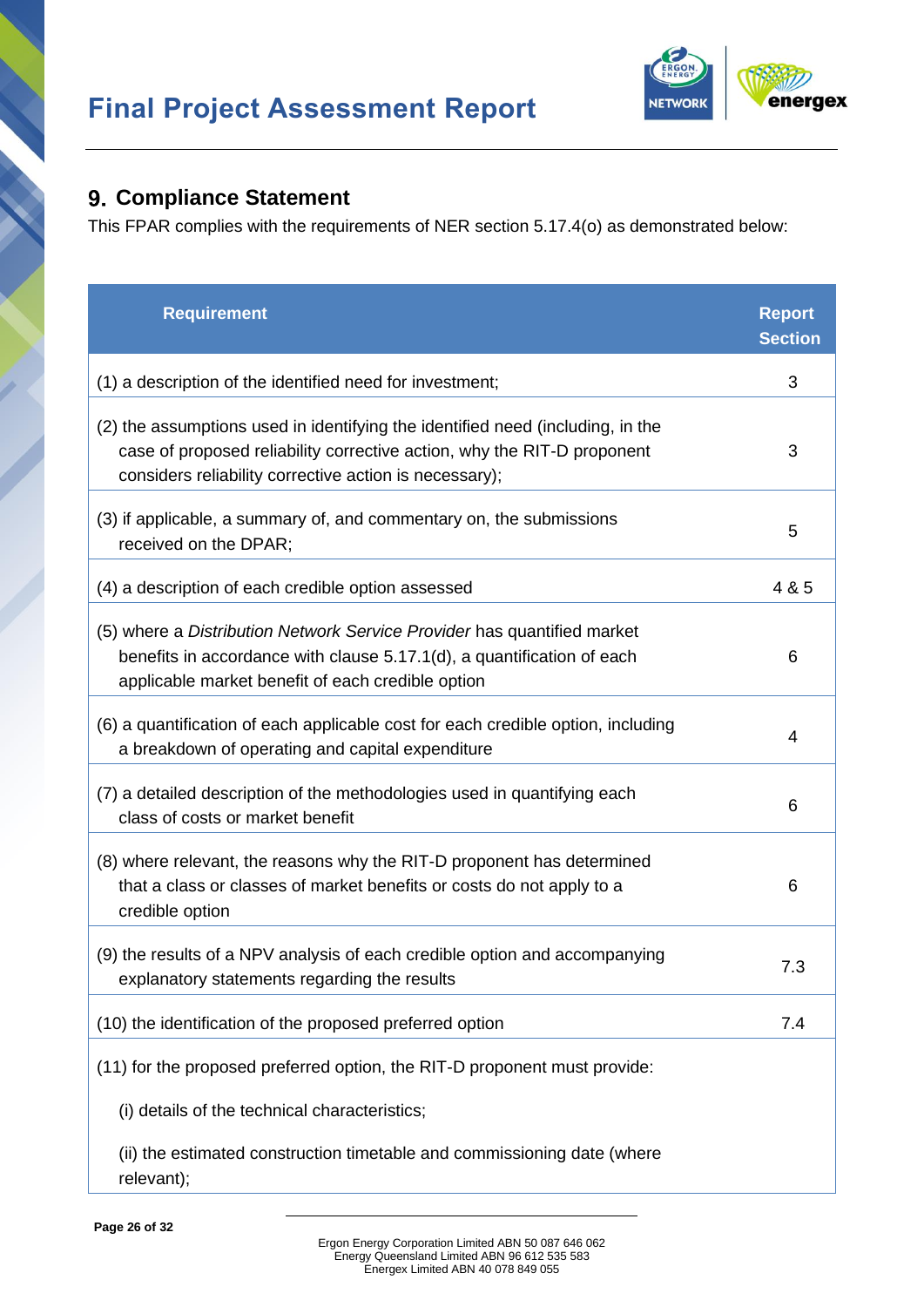## 9. Compliance Statement

This FPAR complies with the requirements of NER section 5.17.4(o) as demonstrated below:

| Requirement | Report Section |
|---|---|
| (1) a description of the identified need for investment; | 3 |
| (2) the assumptions used in identifying the identified need (including, in the case of proposed reliability corrective action, why the RIT-D proponent considers reliability corrective action is necessary); | 3 |
| (3) if applicable, a summary of, and commentary on, the submissions received on the DPAR; | 5 |
| (4) a description of each credible option assessed | 4 & 5 |
| (5) where a *Distribution Network Service Provider* has quantified market benefits in accordance with clause 5.17.1(d), a quantification of each applicable market benefit of each credible option | 6 |
| (6) a quantification of each applicable cost for each credible option, including a breakdown of operating and capital expenditure | 4 |
| (7) a detailed description of the methodologies used in quantifying each class of costs or market benefit | 6 |
| (8) where relevant, the reasons why the RIT-D proponent has determined that a class or classes of market benefits or costs do not apply to a credible option | 6 |
| (9) the results of a NPV analysis of each credible option and accompanying explanatory statements regarding the results | 7.3 |
| (10) the identification of the proposed preferred option | 7.4 |
| (11) for the proposed preferred option, the RIT-D proponent must provide:<br><br>(i) details of the technical characteristics;<br><br>(ii) the estimated construction timetable and commissioning date (where relevant); | |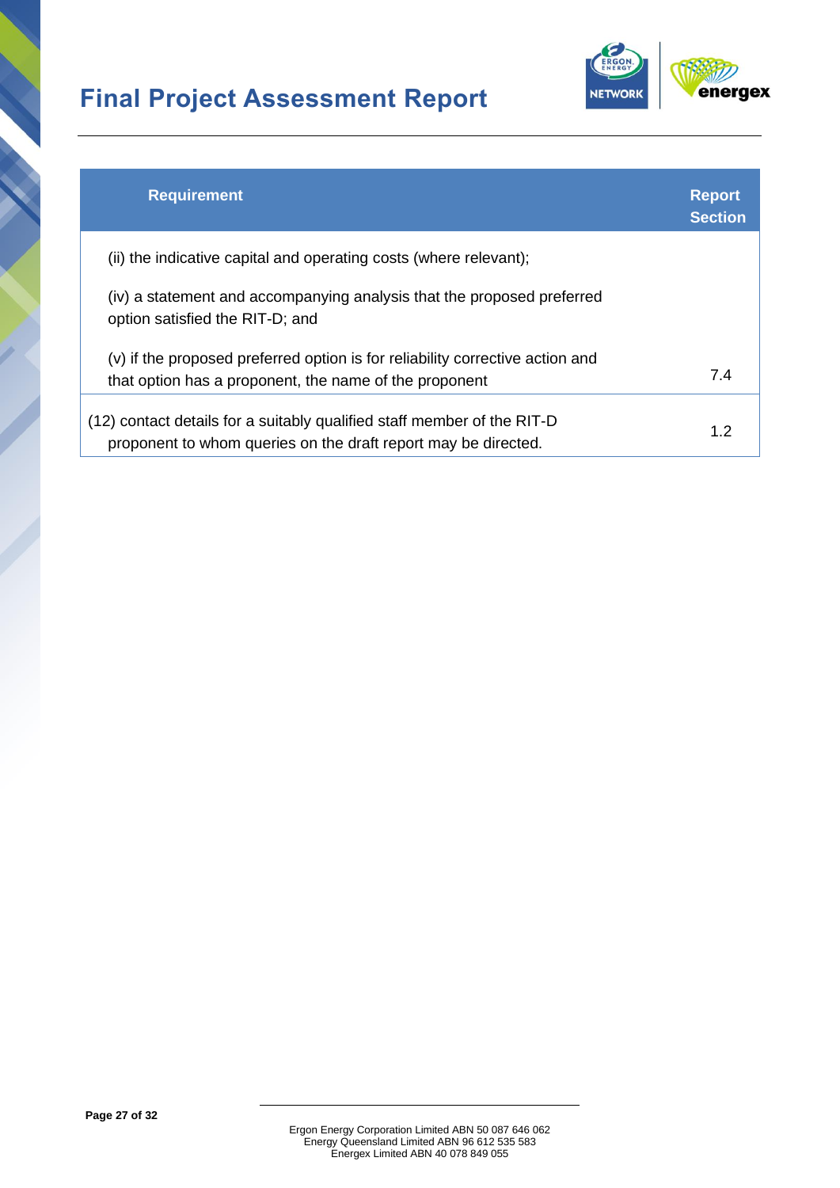| Requirement | Report Section |
|---|---|
| (ii) the indicative capital and operating costs (where relevant);<br><br>(iv) a statement and accompanying analysis that the proposed preferred option satisfied the RIT-D; and<br><br>(v) if the proposed preferred option is for reliability corrective action and that option has a proponent, the name of the proponent | 7.4 |
| (12) contact details for a suitably qualified staff member of the RIT-D proponent to whom queries on the draft report may be directed. | 1.2 |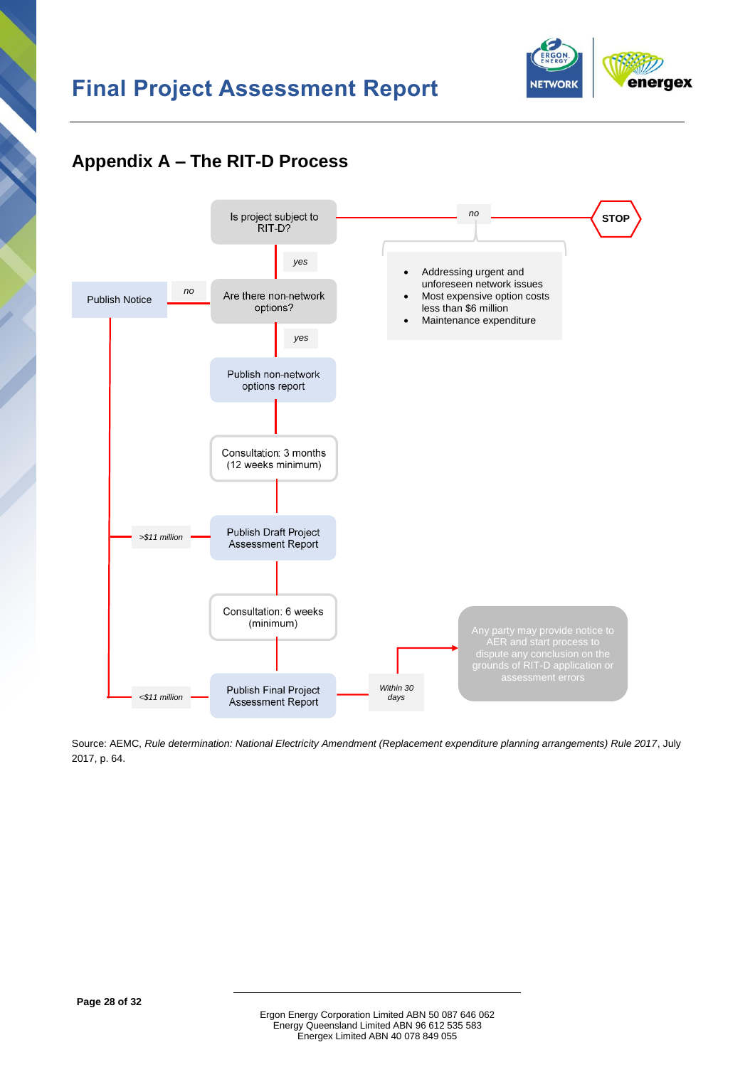## Appendix A – The RIT-D Process

Is project subject to RIT-D?

*no* → STOP

- Addressing urgent and unforeseen network issues
- Most expensive option costs less than $6 million
- Maintenance expenditure

*yes* → Are there non-network options?

*no* → Publish Notice

*yes* → Publish non-network options report

Consultation: 3 months (12 weeks minimum)

*>$11 million* → Publish Draft Project Assessment Report

Consultation: 6 weeks (minimum)

*<$11 million* → Publish Final Project Assessment Report

*Within 30 days* → Any party may provide notice to AER and start process to dispute any conclusion on the grounds of RIT-D application or assessment errors

Source: AEMC, *Rule determination: National Electricity Amendment (Replacement expenditure planning arrangements) Rule 2017*, July 2017, p. 64.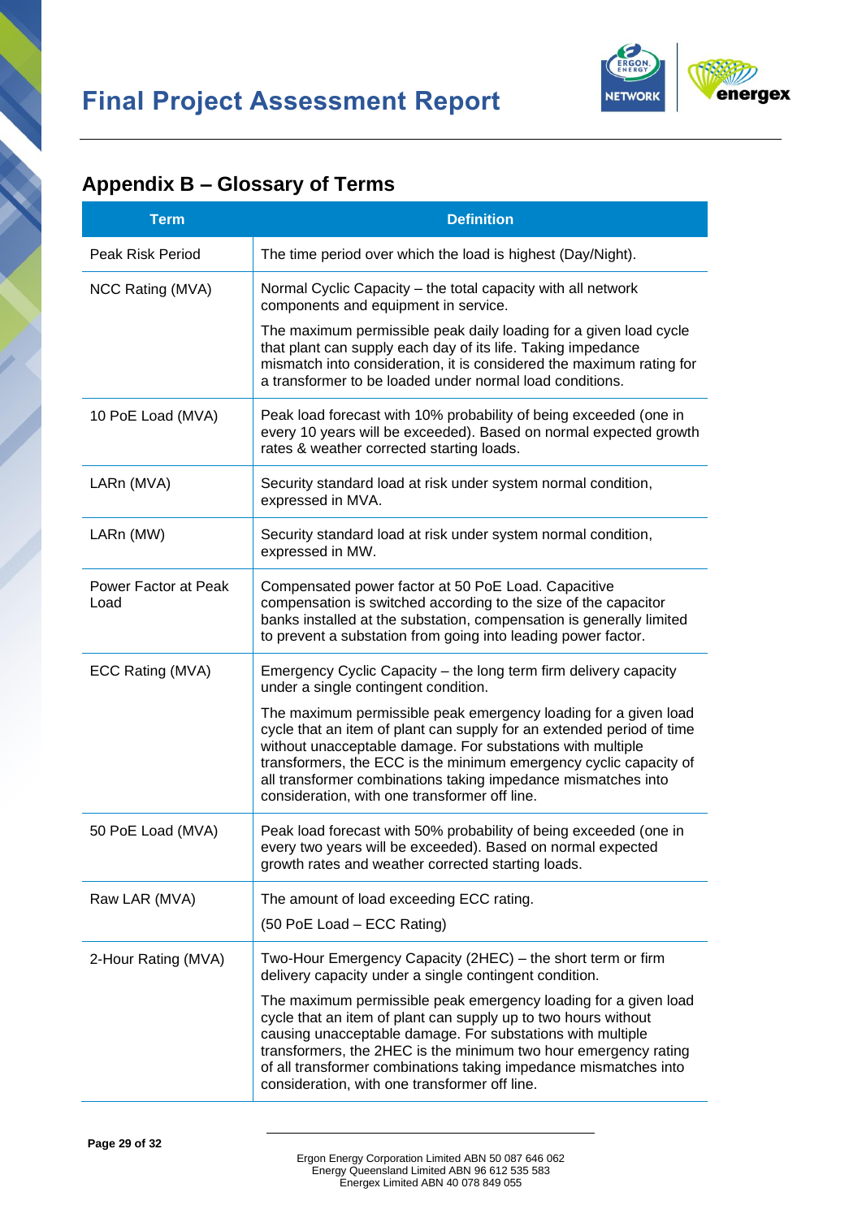## Appendix B – Glossary of Terms

| Term | Definition |
|---|---|
| Peak Risk Period | The time period over which the load is highest (Day/Night). |
| NCC Rating (MVA) | Normal Cyclic Capacity – the total capacity with all network components and equipment in service.<br><br>The maximum permissible peak daily loading for a given load cycle that plant can supply each day of its life. Taking impedance mismatch into consideration, it is considered the maximum rating for a transformer to be loaded under normal load conditions. |
| 10 PoE Load (MVA) | Peak load forecast with 10% probability of being exceeded (one in every 10 years will be exceeded). Based on normal expected growth rates & weather corrected starting loads. |
| LARn (MVA) | Security standard load at risk under system normal condition, expressed in MVA. |
| LARn (MW) | Security standard load at risk under system normal condition, expressed in MW. |
| Power Factor at Peak Load | Compensated power factor at 50 PoE Load. Capacitive compensation is switched according to the size of the capacitor banks installed at the substation, compensation is generally limited to prevent a substation from going into leading power factor. |
| ECC Rating (MVA) | Emergency Cyclic Capacity – the long term firm delivery capacity under a single contingent condition.<br><br>The maximum permissible peak emergency loading for a given load cycle that an item of plant can supply for an extended period of time without unacceptable damage. For substations with multiple transformers, the ECC is the minimum emergency cyclic capacity of all transformer combinations taking impedance mismatches into consideration, with one transformer off line. |
| 50 PoE Load (MVA) | Peak load forecast with 50% probability of being exceeded (one in every two years will be exceeded). Based on normal expected growth rates and weather corrected starting loads. |
| Raw LAR (MVA) | The amount of load exceeding ECC rating.<br><br>(50 PoE Load – ECC Rating) |
| 2-Hour Rating (MVA) | Two-Hour Emergency Capacity (2HEC) – the short term or firm delivery capacity under a single contingent condition.<br><br>The maximum permissible peak emergency loading for a given load cycle that an item of plant can supply up to two hours without causing unacceptable damage. For substations with multiple transformers, the 2HEC is the minimum two hour emergency rating of all transformer combinations taking impedance mismatches into consideration, with one transformer off line. |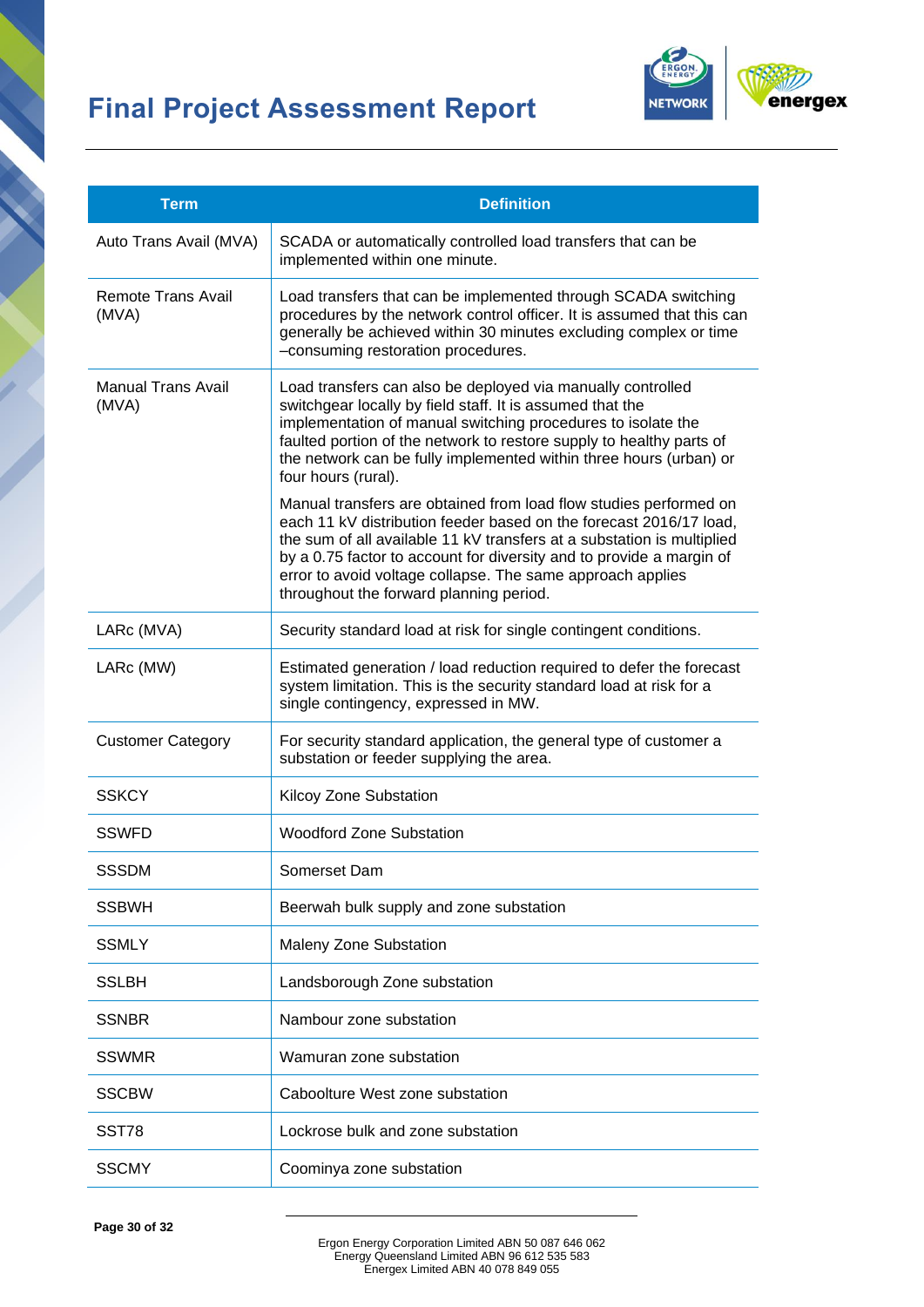| Term | Definition |
| --- | --- |
| Auto Trans Avail (MVA) | SCADA or automatically controlled load transfers that can be implemented within one minute. |
| Remote Trans Avail (MVA) | Load transfers that can be implemented through SCADA switching procedures by the network control officer. It is assumed that this can generally be achieved within 30 minutes excluding complex or time –consuming restoration procedures. |
| Manual Trans Avail (MVA) | Load transfers can also be deployed via manually controlled switchgear locally by field staff. It is assumed that the implementation of manual switching procedures to isolate the faulted portion of the network to restore supply to healthy parts of the network can be fully implemented within three hours (urban) or four hours (rural).<br><br>Manual transfers are obtained from load flow studies performed on each 11 kV distribution feeder based on the forecast 2016/17 load, the sum of all available 11 kV transfers at a substation is multiplied by a 0.75 factor to account for diversity and to provide a margin of error to avoid voltage collapse. The same approach applies throughout the forward planning period. |
| LARc (MVA) | Security standard load at risk for single contingent conditions. |
| LARc (MW) | Estimated generation / load reduction required to defer the forecast system limitation. This is the security standard load at risk for a single contingency, expressed in MW. |
| Customer Category | For security standard application, the general type of customer a substation or feeder supplying the area. |
| SSKCY | Kilcoy Zone Substation |
| SSWFD | Woodford Zone Substation |
| SSSDM | Somerset Dam |
| SSBWH | Beerwah bulk supply and zone substation |
| SSMLY | Maleny Zone Substation |
| SSLBH | Landsborough Zone substation |
| SSNBR | Nambour zone substation |
| SSWMR | Wamuran zone substation |
| SSCBW | Caboolture West zone substation |
| SST78 | Lockrose bulk and zone substation |
| SSCMY | Coominya zone substation |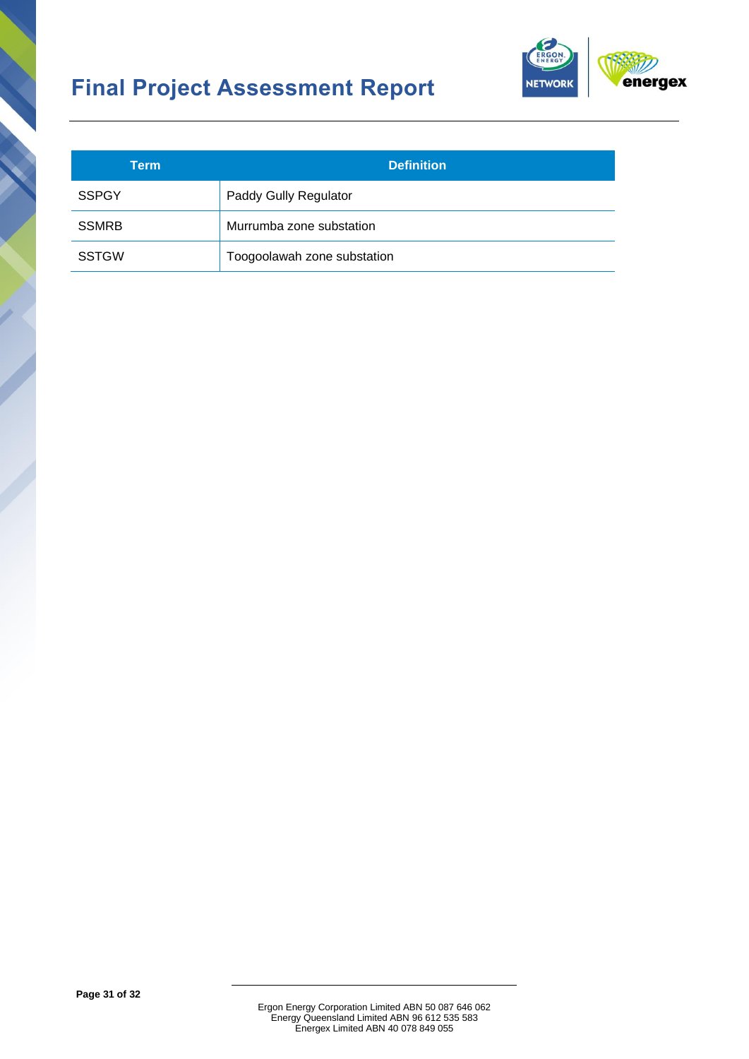| Term | Definition |
| --- | --- |
| SSPGY | Paddy Gully Regulator |
| SSMRB | Murrumba zone substation |
| SSTGW | Toogoolawah zone substation |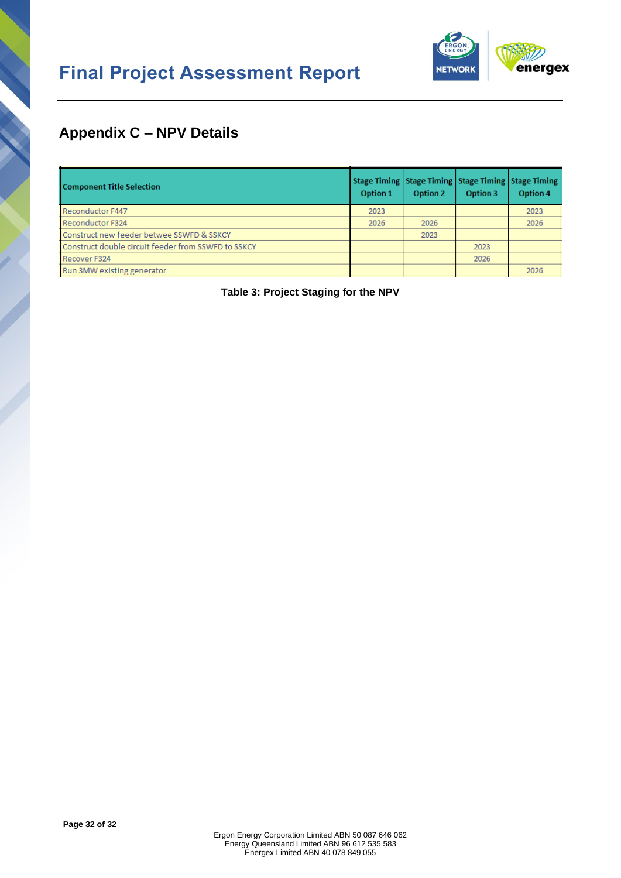## Appendix C – NPV Details

| Component Title Selection | Stage Timing Option 1 | Stage Timing Option 2 | Stage Timing Option 3 | Stage Timing Option 4 |
|---|---|---|---|---|
| Reconductor F447 | 2023 | | | 2023 |
| Reconductor F324 | 2026 | 2026 | | 2026 |
| Construct new feeder betwee SSWFD & SSKCY | | 2023 | | |
| Construct double circuit feeder from SSWFD to SSKCY | | | 2023 | |
| Recover F324 | | | 2026 | |
| Run 3MW existing generator | | | | 2026 |

**Table 3: Project Staging for the NPV**

Ergon Energy Corporation Limited ABN 50 087 646 062
Energy Queensland Limited ABN 96 612 535 583
Energex Limited ABN 40 078 849 055